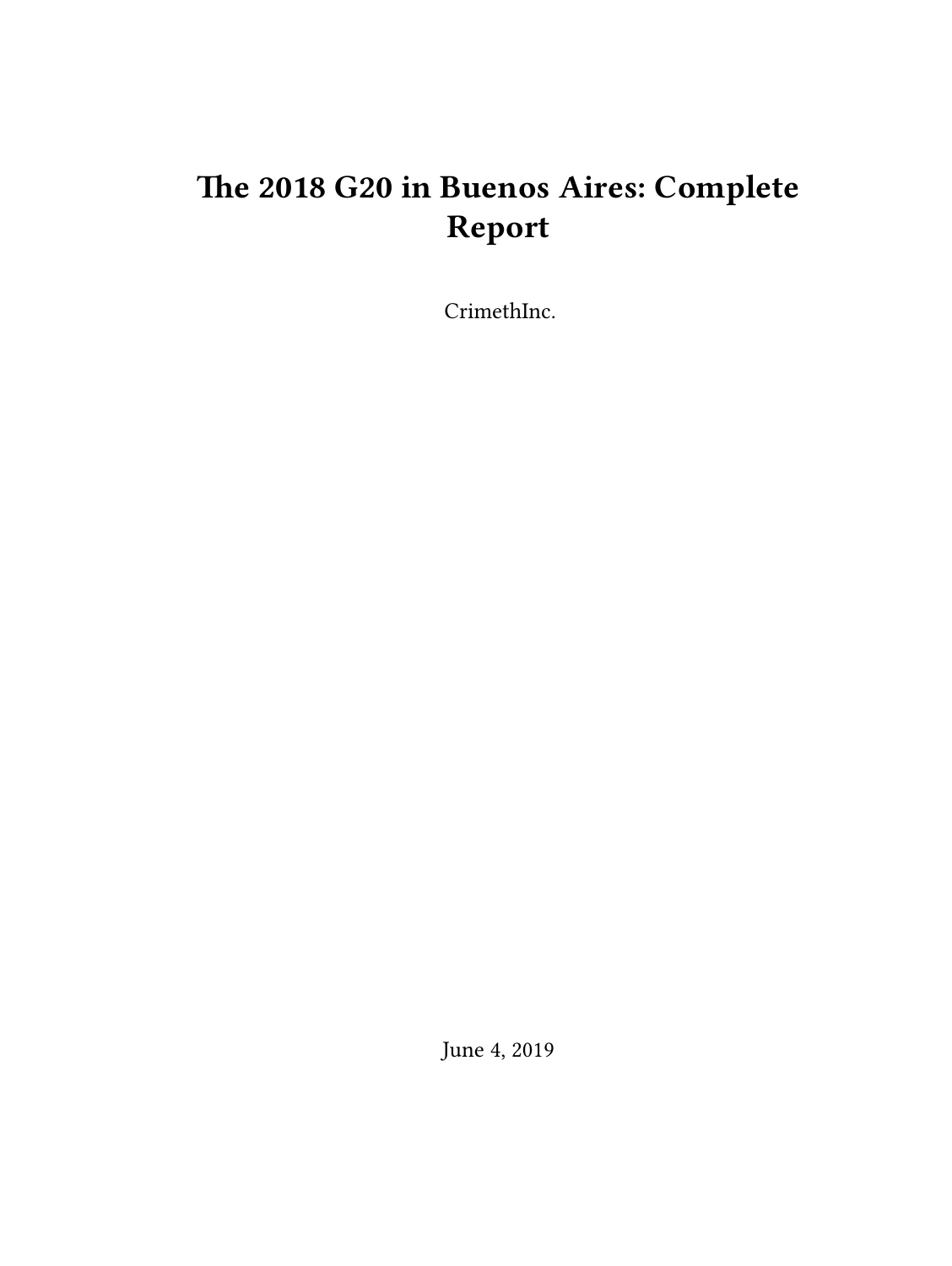# The 2018 G20 in Buenos Aires: Complete Report

CrimethInc.

June 4, 2019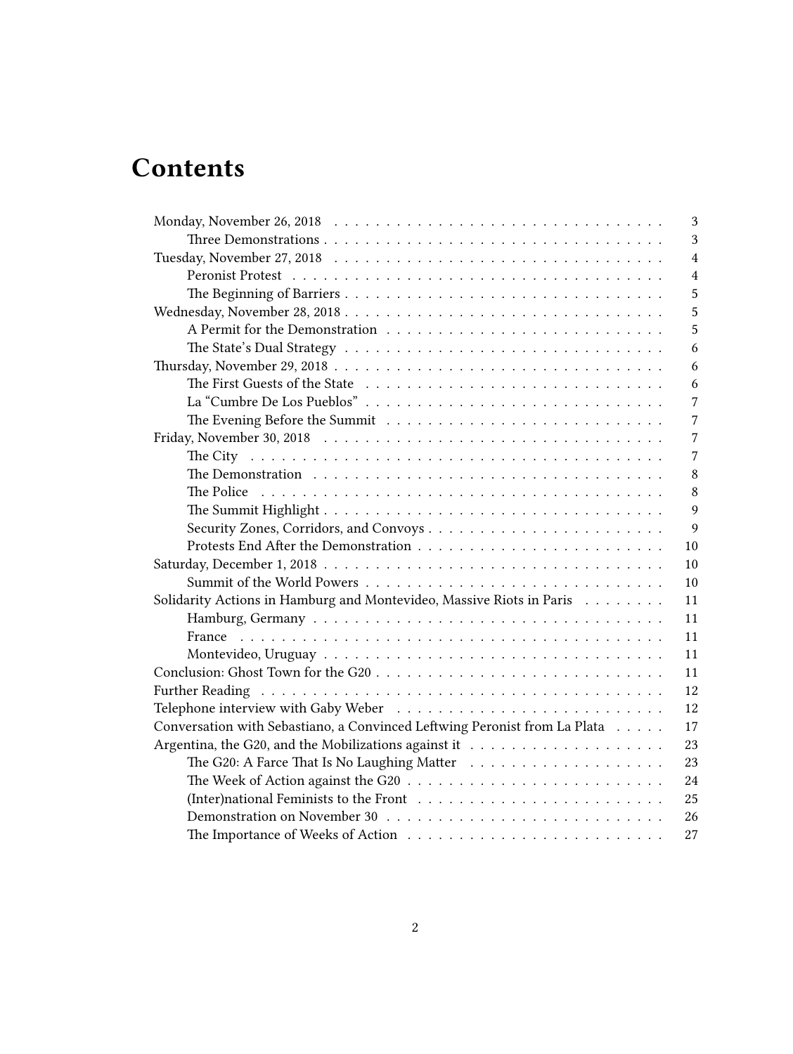# Contents

- Monday, November 26, 2018 — 3
  - Three Demonstrations — 3
- Tuesday, November 27, 2018 — 4
  - Peronist Protest — 4
  - The Beginning of Barriers — 5
- Wednesday, November 28, 2018 — 5
  - A Permit for the Demonstration — 5
  - The State's Dual Strategy — 6
- Thursday, November 29, 2018 — 6
  - The First Guests of the State — 6
  - La "Cumbre De Los Pueblos" — 7
  - The Evening Before the Summit — 7
- Friday, November 30, 2018 — 7
  - The City — 7
  - The Demonstration — 8
  - The Police — 8
  - The Summit Highlight — 9
  - Security Zones, Corridors, and Convoys — 9
  - Protests End After the Demonstration — 10
- Saturday, December 1, 2018 — 10
  - Summit of the World Powers — 10
- Solidarity Actions in Hamburg and Montevideo, Massive Riots in Paris — 11
  - Hamburg, Germany — 11
  - France — 11
  - Montevideo, Uruguay — 11
- Conclusion: Ghost Town for the G20 — 11
- Further Reading — 12
- Telephone interview with Gaby Weber — 12
- Conversation with Sebastiano, a Convinced Leftwing Peronist from La Plata — 17
- Argentina, the G20, and the Mobilizations against it — 23
  - The G20: A Farce That Is No Laughing Matter — 23
  - The Week of Action against the G20 — 24
  - (Inter)national Feminists to the Front — 25
  - Demonstration on November 30 — 26
  - The Importance of Weeks of Action — 27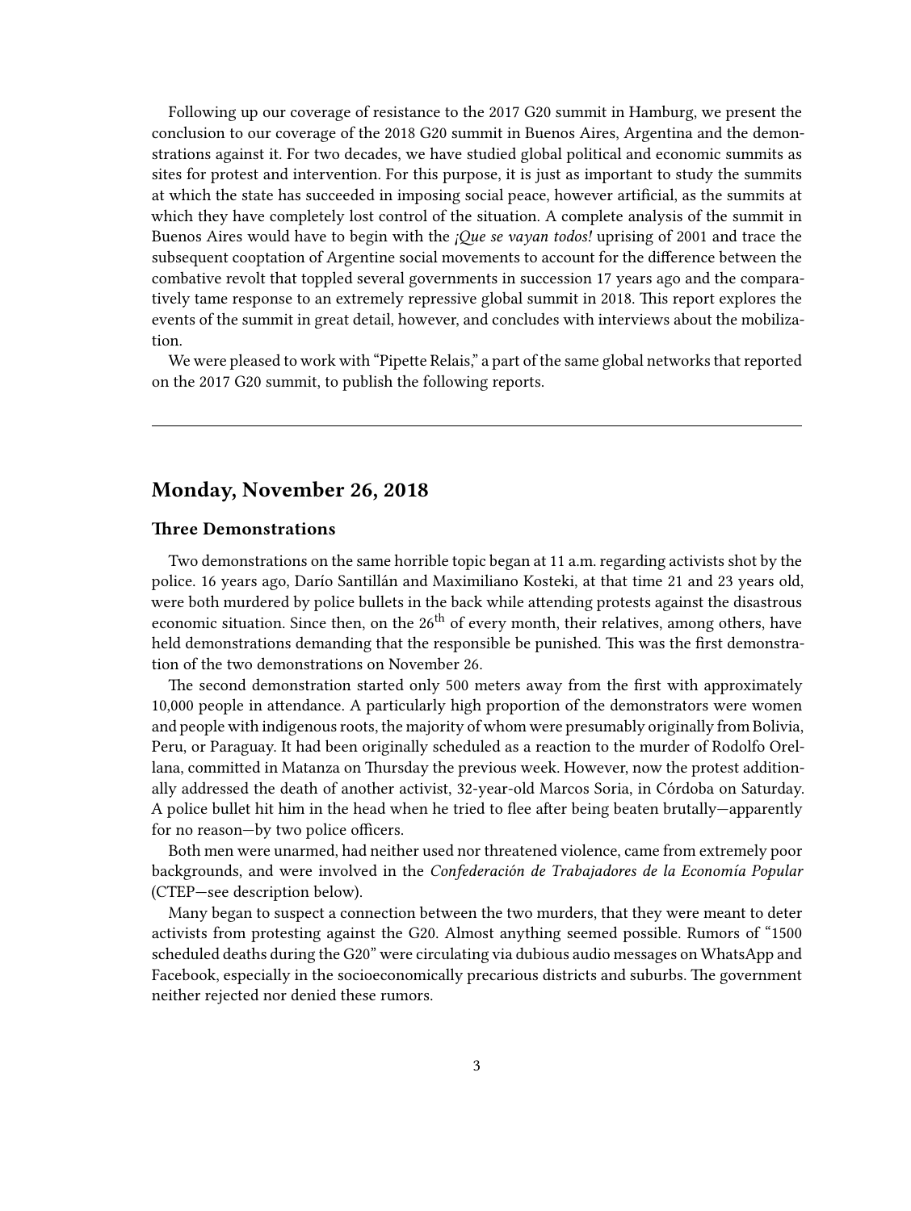Following up our coverage of resistance to the 2017 G20 summit in Hamburg, we present the conclusion to our coverage of the 2018 G20 summit in Buenos Aires, Argentina and the demonstrations against it. For two decades, we have studied global political and economic summits as sites for protest and intervention. For this purpose, it is just as important to study the summits at which the state has succeeded in imposing social peace, however artificial, as the summits at which they have completely lost control of the situation. A complete analysis of the summit in Buenos Aires would have to begin with the *¡Que se vayan todos!* uprising of 2001 and trace the subsequent cooptation of Argentine social movements to account for the difference between the combative revolt that toppled several governments in succession 17 years ago and the comparatively tame response to an extremely repressive global summit in 2018. This report explores the events of the summit in great detail, however, and concludes with interviews about the mobilization.

We were pleased to work with "Pipette Relais," a part of the same global networks that reported on the 2017 G20 summit, to publish the following reports.

---

## Monday, November 26, 2018

### Three Demonstrations

Two demonstrations on the same horrible topic began at 11 a.m. regarding activists shot by the police. 16 years ago, Darío Santillán and Maximiliano Kosteki, at that time 21 and 23 years old, were both murdered by police bullets in the back while attending protests against the disastrous economic situation. Since then, on the 26th of every month, their relatives, among others, have held demonstrations demanding that the responsible be punished. This was the first demonstration of the two demonstrations on November 26.

The second demonstration started only 500 meters away from the first with approximately 10,000 people in attendance. A particularly high proportion of the demonstrators were women and people with indigenous roots, the majority of whom were presumably originally from Bolivia, Peru, or Paraguay. It had been originally scheduled as a reaction to the murder of Rodolfo Orellana, committed in Matanza on Thursday the previous week. However, now the protest additionally addressed the death of another activist, 32-year-old Marcos Soria, in Córdoba on Saturday. A police bullet hit him in the head when he tried to flee after being beaten brutally—apparently for no reason—by two police officers.

Both men were unarmed, had neither used nor threatened violence, came from extremely poor backgrounds, and were involved in the *Confederación de Trabajadores de la Economía Popular* (CTEP—see description below).

Many began to suspect a connection between the two murders, that they were meant to deter activists from protesting against the G20. Almost anything seemed possible. Rumors of "1500 scheduled deaths during the G20" were circulating via dubious audio messages on WhatsApp and Facebook, especially in the socioeconomically precarious districts and suburbs. The government neither rejected nor denied these rumors.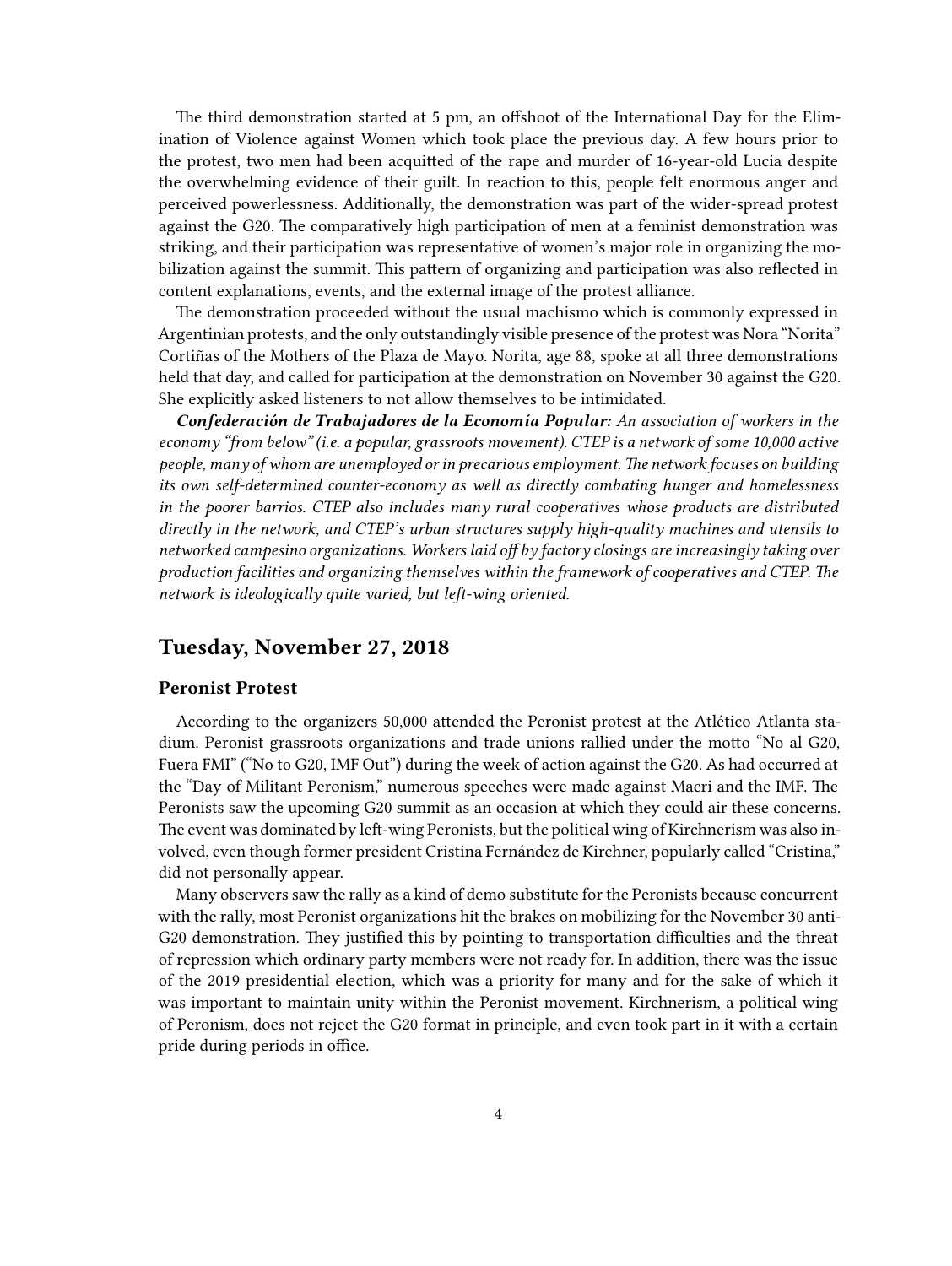The third demonstration started at 5 pm, an offshoot of the International Day for the Elimination of Violence against Women which took place the previous day. A few hours prior to the protest, two men had been acquitted of the rape and murder of 16-year-old Lucia despite the overwhelming evidence of their guilt. In reaction to this, people felt enormous anger and perceived powerlessness. Additionally, the demonstration was part of the wider-spread protest against the G20. The comparatively high participation of men at a feminist demonstration was striking, and their participation was representative of women's major role in organizing the mobilization against the summit. This pattern of organizing and participation was also reflected in content explanations, events, and the external image of the protest alliance.

The demonstration proceeded without the usual machismo which is commonly expressed in Argentinian protests, and the only outstandingly visible presence of the protest was Nora "Norita" Cortiñas of the Mothers of the Plaza de Mayo. Norita, age 88, spoke at all three demonstrations held that day, and called for participation at the demonstration on November 30 against the G20. She explicitly asked listeners to not allow themselves to be intimidated.

***Confederación de Trabajadores de la Economía Popular:*** *An association of workers in the economy "from below" (i.e. a popular, grassroots movement). CTEP is a network of some 10,000 active people, many of whom are unemployed or in precarious employment. The network focuses on building its own self-determined counter-economy as well as directly combating hunger and homelessness in the poorer barrios. CTEP also includes many rural cooperatives whose products are distributed directly in the network, and CTEP's urban structures supply high-quality machines and utensils to networked campesino organizations. Workers laid off by factory closings are increasingly taking over production facilities and organizing themselves within the framework of cooperatives and CTEP. The network is ideologically quite varied, but left-wing oriented.*

## Tuesday, November 27, 2018

### Peronist Protest

According to the organizers 50,000 attended the Peronist protest at the Atlético Atlanta stadium. Peronist grassroots organizations and trade unions rallied under the motto "No al G20, Fuera FMI" ("No to G20, IMF Out") during the week of action against the G20. As had occurred at the "Day of Militant Peronism," numerous speeches were made against Macri and the IMF. The Peronists saw the upcoming G20 summit as an occasion at which they could air these concerns. The event was dominated by left-wing Peronists, but the political wing of Kirchnerism was also involved, even though former president Cristina Fernández de Kirchner, popularly called "Cristina," did not personally appear.

Many observers saw the rally as a kind of demo substitute for the Peronists because concurrent with the rally, most Peronist organizations hit the brakes on mobilizing for the November 30 anti-G20 demonstration. They justified this by pointing to transportation difficulties and the threat of repression which ordinary party members were not ready for. In addition, there was the issue of the 2019 presidential election, which was a priority for many and for the sake of which it was important to maintain unity within the Peronist movement. Kirchnerism, a political wing of Peronism, does not reject the G20 format in principle, and even took part in it with a certain pride during periods in office.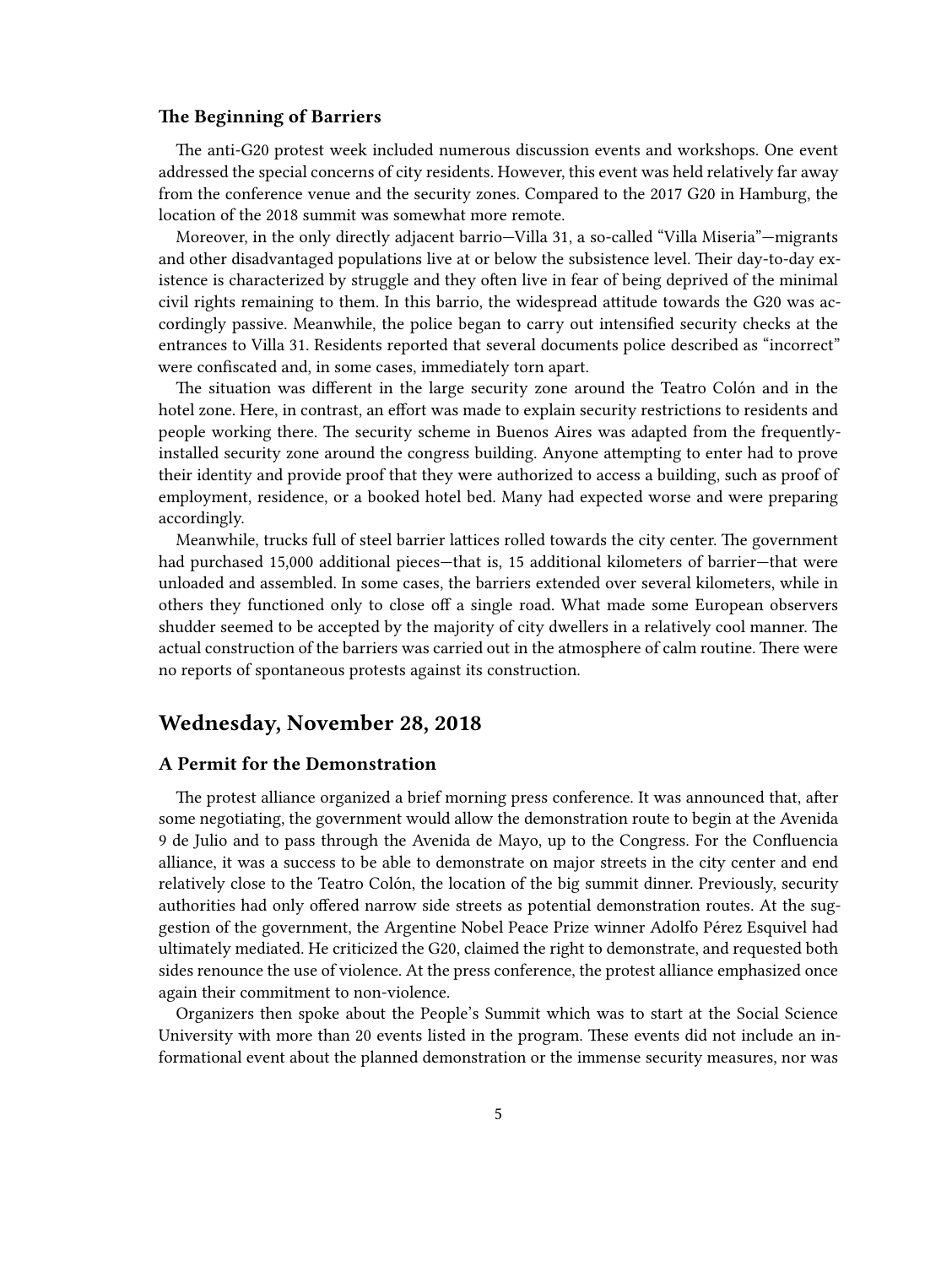### The Beginning of Barriers

The anti-G20 protest week included numerous discussion events and workshops. One event addressed the special concerns of city residents. However, this event was held relatively far away from the conference venue and the security zones. Compared to the 2017 G20 in Hamburg, the location of the 2018 summit was somewhat more remote.

Moreover, in the only directly adjacent barrio—Villa 31, a so-called "Villa Miseria"—migrants and other disadvantaged populations live at or below the subsistence level. Their day-to-day existence is characterized by struggle and they often live in fear of being deprived of the minimal civil rights remaining to them. In this barrio, the widespread attitude towards the G20 was accordingly passive. Meanwhile, the police began to carry out intensified security checks at the entrances to Villa 31. Residents reported that several documents police described as "incorrect" were confiscated and, in some cases, immediately torn apart.

The situation was different in the large security zone around the Teatro Colón and in the hotel zone. Here, in contrast, an effort was made to explain security restrictions to residents and people working there. The security scheme in Buenos Aires was adapted from the frequently-installed security zone around the congress building. Anyone attempting to enter had to prove their identity and provide proof that they were authorized to access a building, such as proof of employment, residence, or a booked hotel bed. Many had expected worse and were preparing accordingly.

Meanwhile, trucks full of steel barrier lattices rolled towards the city center. The government had purchased 15,000 additional pieces—that is, 15 additional kilometers of barrier—that were unloaded and assembled. In some cases, the barriers extended over several kilometers, while in others they functioned only to close off a single road. What made some European observers shudder seemed to be accepted by the majority of city dwellers in a relatively cool manner. The actual construction of the barriers was carried out in the atmosphere of calm routine. There were no reports of spontaneous protests against its construction.

## Wednesday, November 28, 2018

### A Permit for the Demonstration

The protest alliance organized a brief morning press conference. It was announced that, after some negotiating, the government would allow the demonstration route to begin at the Avenida 9 de Julio and to pass through the Avenida de Mayo, up to the Congress. For the Confluencia alliance, it was a success to be able to demonstrate on major streets in the city center and end relatively close to the Teatro Colón, the location of the big summit dinner. Previously, security authorities had only offered narrow side streets as potential demonstration routes. At the suggestion of the government, the Argentine Nobel Peace Prize winner Adolfo Pérez Esquivel had ultimately mediated. He criticized the G20, claimed the right to demonstrate, and requested both sides renounce the use of violence. At the press conference, the protest alliance emphasized once again their commitment to non-violence.

Organizers then spoke about the People's Summit which was to start at the Social Science University with more than 20 events listed in the program. These events did not include an informational event about the planned demonstration or the immense security measures, nor was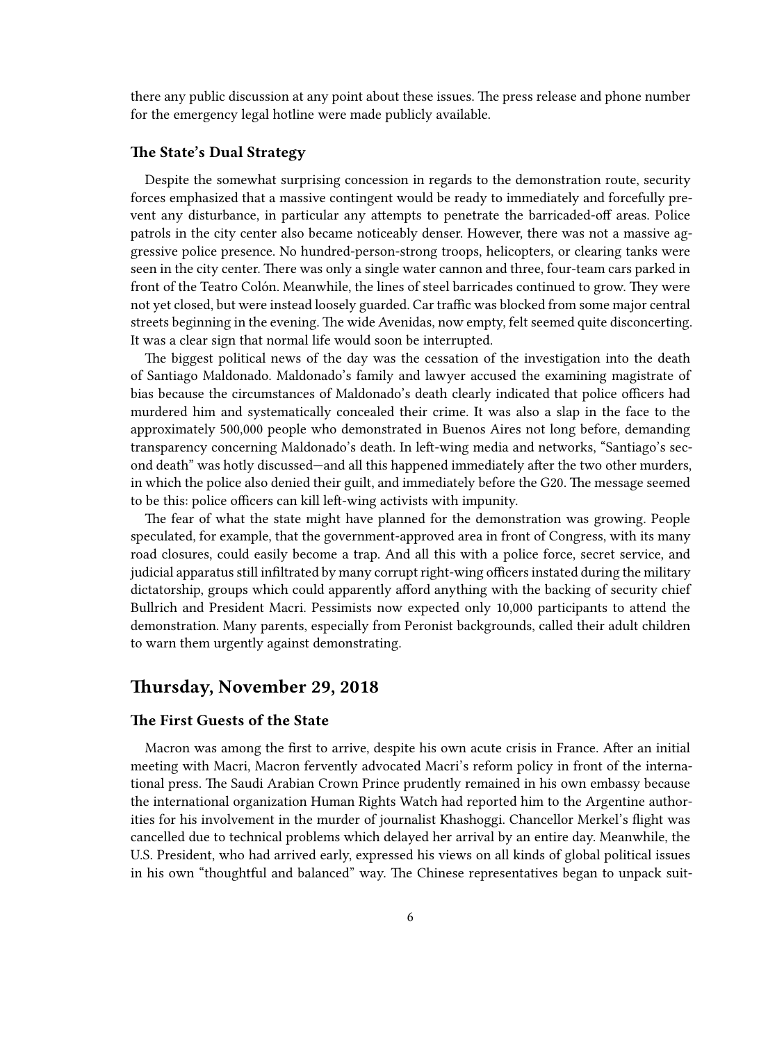there any public discussion at any point about these issues. The press release and phone number for the emergency legal hotline were made publicly available.

### The State's Dual Strategy

Despite the somewhat surprising concession in regards to the demonstration route, security forces emphasized that a massive contingent would be ready to immediately and forcefully prevent any disturbance, in particular any attempts to penetrate the barricaded-off areas. Police patrols in the city center also became noticeably denser. However, there was not a massive aggressive police presence. No hundred-person-strong troops, helicopters, or clearing tanks were seen in the city center. There was only a single water cannon and three, four-team cars parked in front of the Teatro Colón. Meanwhile, the lines of steel barricades continued to grow. They were not yet closed, but were instead loosely guarded. Car traffic was blocked from some major central streets beginning in the evening. The wide Avenidas, now empty, felt seemed quite disconcerting. It was a clear sign that normal life would soon be interrupted.

The biggest political news of the day was the cessation of the investigation into the death of Santiago Maldonado. Maldonado's family and lawyer accused the examining magistrate of bias because the circumstances of Maldonado's death clearly indicated that police officers had murdered him and systematically concealed their crime. It was also a slap in the face to the approximately 500,000 people who demonstrated in Buenos Aires not long before, demanding transparency concerning Maldonado's death. In left-wing media and networks, "Santiago's second death" was hotly discussed—and all this happened immediately after the two other murders, in which the police also denied their guilt, and immediately before the G20. The message seemed to be this: police officers can kill left-wing activists with impunity.

The fear of what the state might have planned for the demonstration was growing. People speculated, for example, that the government-approved area in front of Congress, with its many road closures, could easily become a trap. And all this with a police force, secret service, and judicial apparatus still infiltrated by many corrupt right-wing officers instated during the military dictatorship, groups which could apparently afford anything with the backing of security chief Bullrich and President Macri. Pessimists now expected only 10,000 participants to attend the demonstration. Many parents, especially from Peronist backgrounds, called their adult children to warn them urgently against demonstrating.

## Thursday, November 29, 2018

### The First Guests of the State

Macron was among the first to arrive, despite his own acute crisis in France. After an initial meeting with Macri, Macron fervently advocated Macri's reform policy in front of the international press. The Saudi Arabian Crown Prince prudently remained in his own embassy because the international organization Human Rights Watch had reported him to the Argentine authorities for his involvement in the murder of journalist Khashoggi. Chancellor Merkel's flight was cancelled due to technical problems which delayed her arrival by an entire day. Meanwhile, the U.S. President, who had arrived early, expressed his views on all kinds of global political issues in his own "thoughtful and balanced" way. The Chinese representatives began to unpack suit-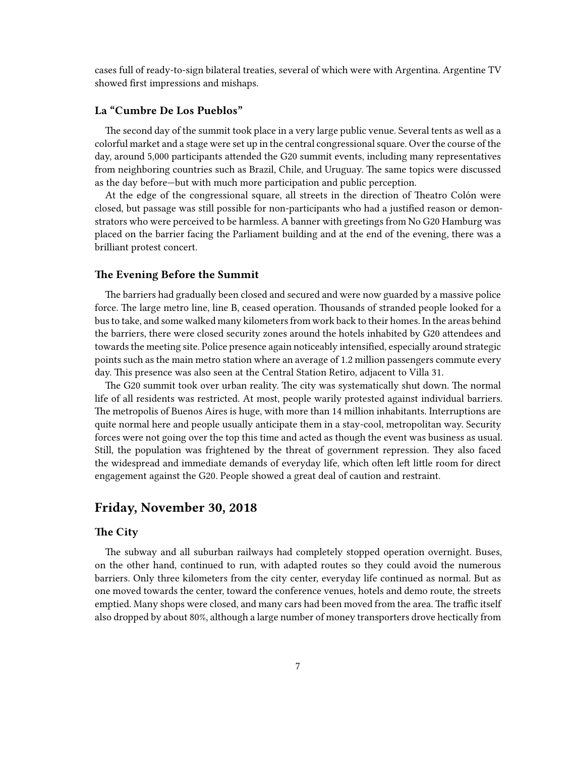cases full of ready-to-sign bilateral treaties, several of which were with Argentina. Argentine TV showed first impressions and mishaps.

### La "Cumbre De Los Pueblos"

The second day of the summit took place in a very large public venue. Several tents as well as a colorful market and a stage were set up in the central congressional square. Over the course of the day, around 5,000 participants attended the G20 summit events, including many representatives from neighboring countries such as Brazil, Chile, and Uruguay. The same topics were discussed as the day before—but with much more participation and public perception.

At the edge of the congressional square, all streets in the direction of Theatro Colón were closed, but passage was still possible for non-participants who had a justified reason or demonstrators who were perceived to be harmless. A banner with greetings from No G20 Hamburg was placed on the barrier facing the Parliament building and at the end of the evening, there was a brilliant protest concert.

### The Evening Before the Summit

The barriers had gradually been closed and secured and were now guarded by a massive police force. The large metro line, line B, ceased operation. Thousands of stranded people looked for a bus to take, and some walked many kilometers from work back to their homes. In the areas behind the barriers, there were closed security zones around the hotels inhabited by G20 attendees and towards the meeting site. Police presence again noticeably intensified, especially around strategic points such as the main metro station where an average of 1.2 million passengers commute every day. This presence was also seen at the Central Station Retiro, adjacent to Villa 31.

The G20 summit took over urban reality. The city was systematically shut down. The normal life of all residents was restricted. At most, people warily protested against individual barriers. The metropolis of Buenos Aires is huge, with more than 14 million inhabitants. Interruptions are quite normal here and people usually anticipate them in a stay-cool, metropolitan way. Security forces were not going over the top this time and acted as though the event was business as usual. Still, the population was frightened by the threat of government repression. They also faced the widespread and immediate demands of everyday life, which often left little room for direct engagement against the G20. People showed a great deal of caution and restraint.

## Friday, November 30, 2018

### The City

The subway and all suburban railways had completely stopped operation overnight. Buses, on the other hand, continued to run, with adapted routes so they could avoid the numerous barriers. Only three kilometers from the city center, everyday life continued as normal. But as one moved towards the center, toward the conference venues, hotels and demo route, the streets emptied. Many shops were closed, and many cars had been moved from the area. The traffic itself also dropped by about 80%, although a large number of money transporters drove hectically from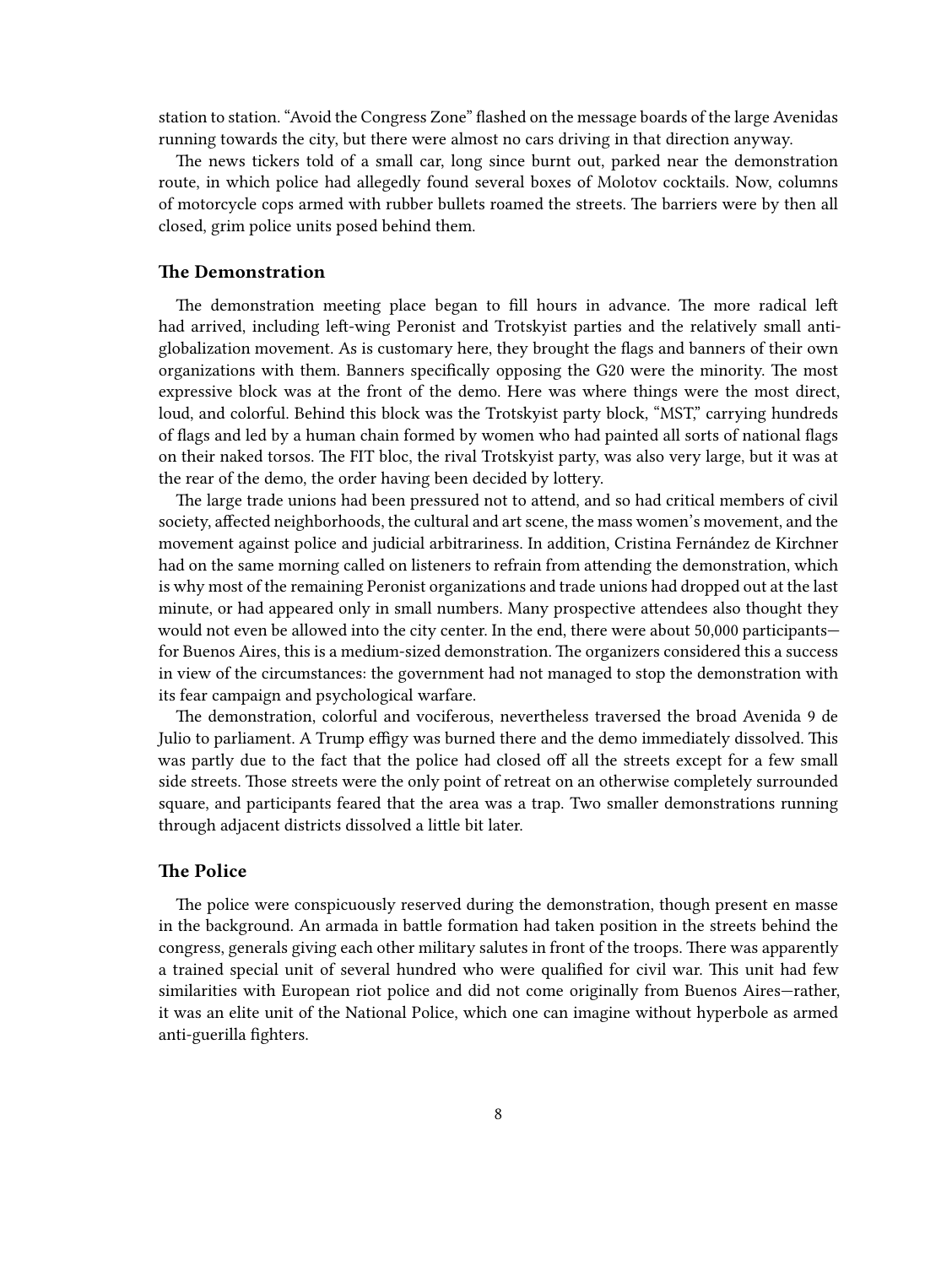station to station. “Avoid the Congress Zone” flashed on the message boards of the large Avenidas running towards the city, but there were almost no cars driving in that direction anyway.

The news tickers told of a small car, long since burnt out, parked near the demonstration route, in which police had allegedly found several boxes of Molotov cocktails. Now, columns of motorcycle cops armed with rubber bullets roamed the streets. The barriers were by then all closed, grim police units posed behind them.

### The Demonstration

The demonstration meeting place began to fill hours in advance. The more radical left had arrived, including left-wing Peronist and Trotskyist parties and the relatively small anti-globalization movement. As is customary here, they brought the flags and banners of their own organizations with them. Banners specifically opposing the G20 were the minority. The most expressive block was at the front of the demo. Here was where things were the most direct, loud, and colorful. Behind this block was the Trotskyist party block, “MST,” carrying hundreds of flags and led by a human chain formed by women who had painted all sorts of national flags on their naked torsos. The FIT bloc, the rival Trotskyist party, was also very large, but it was at the rear of the demo, the order having been decided by lottery.

The large trade unions had been pressured not to attend, and so had critical members of civil society, affected neighborhoods, the cultural and art scene, the mass women’s movement, and the movement against police and judicial arbitrariness. In addition, Cristina Fernández de Kirchner had on the same morning called on listeners to refrain from attending the demonstration, which is why most of the remaining Peronist organizations and trade unions had dropped out at the last minute, or had appeared only in small numbers. Many prospective attendees also thought they would not even be allowed into the city center. In the end, there were about 50,000 participants—for Buenos Aires, this is a medium-sized demonstration. The organizers considered this a success in view of the circumstances: the government had not managed to stop the demonstration with its fear campaign and psychological warfare.

The demonstration, colorful and vociferous, nevertheless traversed the broad Avenida 9 de Julio to parliament. A Trump effigy was burned there and the demo immediately dissolved. This was partly due to the fact that the police had closed off all the streets except for a few small side streets. Those streets were the only point of retreat on an otherwise completely surrounded square, and participants feared that the area was a trap. Two smaller demonstrations running through adjacent districts dissolved a little bit later.

### The Police

The police were conspicuously reserved during the demonstration, though present en masse in the background. An armada in battle formation had taken position in the streets behind the congress, generals giving each other military salutes in front of the troops. There was apparently a trained special unit of several hundred who were qualified for civil war. This unit had few similarities with European riot police and did not come originally from Buenos Aires—rather, it was an elite unit of the National Police, which one can imagine without hyperbole as armed anti-guerilla fighters.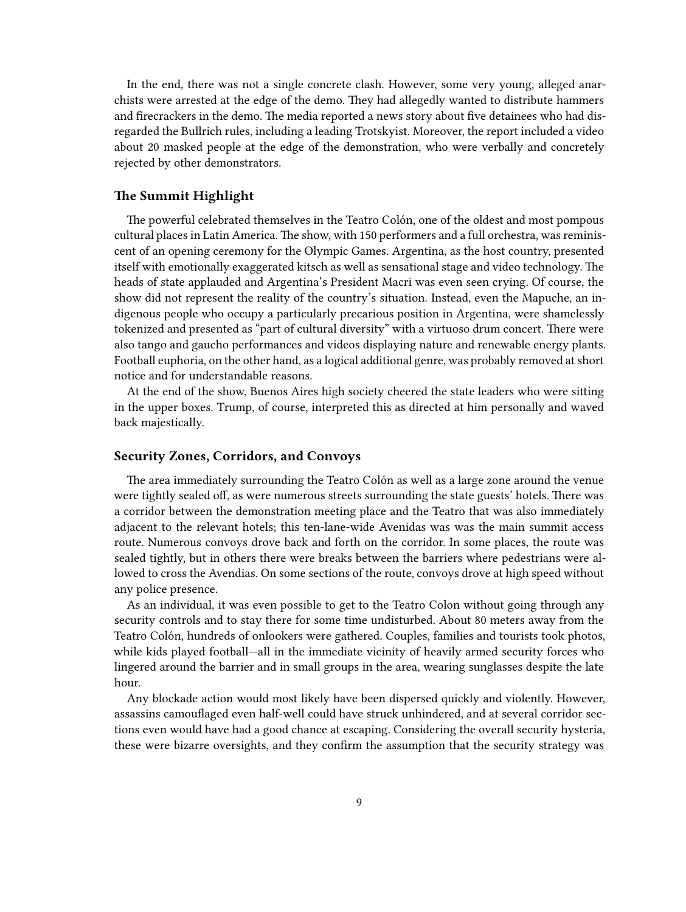In the end, there was not a single concrete clash. However, some very young, alleged anarchists were arrested at the edge of the demo. They had allegedly wanted to distribute hammers and firecrackers in the demo. The media reported a news story about five detainees who had disregarded the Bullrich rules, including a leading Trotskyist. Moreover, the report included a video about 20 masked people at the edge of the demonstration, who were verbally and concretely rejected by other demonstrators.

### The Summit Highlight

The powerful celebrated themselves in the Teatro Colón, one of the oldest and most pompous cultural places in Latin America. The show, with 150 performers and a full orchestra, was reminiscent of an opening ceremony for the Olympic Games. Argentina, as the host country, presented itself with emotionally exaggerated kitsch as well as sensational stage and video technology. The heads of state applauded and Argentina's President Macri was even seen crying. Of course, the show did not represent the reality of the country's situation. Instead, even the Mapuche, an indigenous people who occupy a particularly precarious position in Argentina, were shamelessly tokenized and presented as "part of cultural diversity" with a virtuoso drum concert. There were also tango and gaucho performances and videos displaying nature and renewable energy plants. Football euphoria, on the other hand, as a logical additional genre, was probably removed at short notice and for understandable reasons.

At the end of the show, Buenos Aires high society cheered the state leaders who were sitting in the upper boxes. Trump, of course, interpreted this as directed at him personally and waved back majestically.

### Security Zones, Corridors, and Convoys

The area immediately surrounding the Teatro Colón as well as a large zone around the venue were tightly sealed off, as were numerous streets surrounding the state guests' hotels. There was a corridor between the demonstration meeting place and the Teatro that was also immediately adjacent to the relevant hotels; this ten-lane-wide Avenidas was was the main summit access route. Numerous convoys drove back and forth on the corridor. In some places, the route was sealed tightly, but in others there were breaks between the barriers where pedestrians were allowed to cross the Avendias. On some sections of the route, convoys drove at high speed without any police presence.

As an individual, it was even possible to get to the Teatro Colon without going through any security controls and to stay there for some time undisturbed. About 80 meters away from the Teatro Colón, hundreds of onlookers were gathered. Couples, families and tourists took photos, while kids played football—all in the immediate vicinity of heavily armed security forces who lingered around the barrier and in small groups in the area, wearing sunglasses despite the late hour.

Any blockade action would most likely have been dispersed quickly and violently. However, assassins camouflaged even half-well could have struck unhindered, and at several corridor sections even would have had a good chance at escaping. Considering the overall security hysteria, these were bizarre oversights, and they confirm the assumption that the security strategy was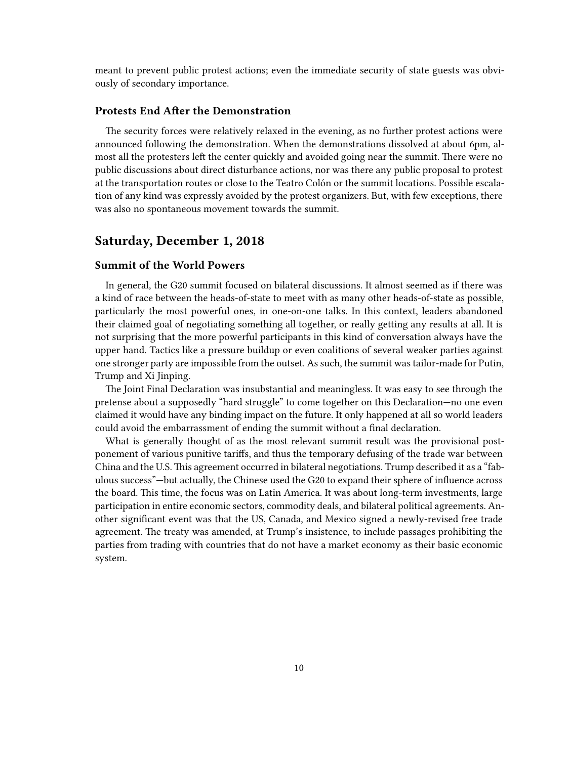meant to prevent public protest actions; even the immediate security of state guests was obviously of secondary importance.

### Protests End After the Demonstration

The security forces were relatively relaxed in the evening, as no further protest actions were announced following the demonstration. When the demonstrations dissolved at about 6pm, almost all the protesters left the center quickly and avoided going near the summit. There were no public discussions about direct disturbance actions, nor was there any public proposal to protest at the transportation routes or close to the Teatro Colón or the summit locations. Possible escalation of any kind was expressly avoided by the protest organizers. But, with few exceptions, there was also no spontaneous movement towards the summit.

## Saturday, December 1, 2018

### Summit of the World Powers

In general, the G20 summit focused on bilateral discussions. It almost seemed as if there was a kind of race between the heads-of-state to meet with as many other heads-of-state as possible, particularly the most powerful ones, in one-on-one talks. In this context, leaders abandoned their claimed goal of negotiating something all together, or really getting any results at all. It is not surprising that the more powerful participants in this kind of conversation always have the upper hand. Tactics like a pressure buildup or even coalitions of several weaker parties against one stronger party are impossible from the outset. As such, the summit was tailor-made for Putin, Trump and Xi Jinping.

The Joint Final Declaration was insubstantial and meaningless. It was easy to see through the pretense about a supposedly "hard struggle" to come together on this Declaration—no one even claimed it would have any binding impact on the future. It only happened at all so world leaders could avoid the embarrassment of ending the summit without a final declaration.

What is generally thought of as the most relevant summit result was the provisional postponement of various punitive tariffs, and thus the temporary defusing of the trade war between China and the U.S. This agreement occurred in bilateral negotiations. Trump described it as a "fabulous success"—but actually, the Chinese used the G20 to expand their sphere of influence across the board. This time, the focus was on Latin America. It was about long-term investments, large participation in entire economic sectors, commodity deals, and bilateral political agreements. Another significant event was that the US, Canada, and Mexico signed a newly-revised free trade agreement. The treaty was amended, at Trump's insistence, to include passages prohibiting the parties from trading with countries that do not have a market economy as their basic economic system.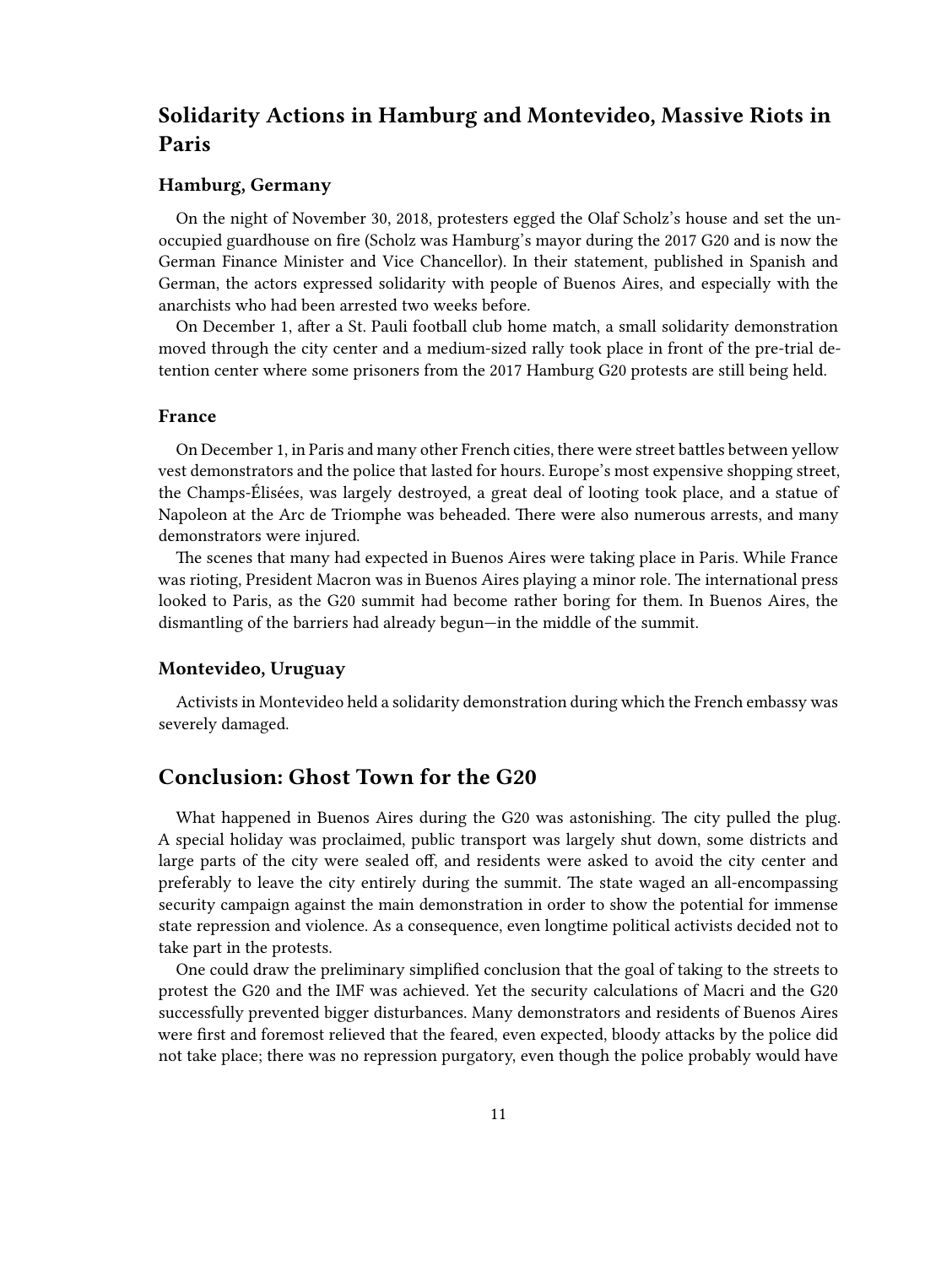## Solidarity Actions in Hamburg and Montevideo, Massive Riots in Paris

### Hamburg, Germany

On the night of November 30, 2018, protesters egged the Olaf Scholz's house and set the unoccupied guardhouse on fire (Scholz was Hamburg's mayor during the 2017 G20 and is now the German Finance Minister and Vice Chancellor). In their statement, published in Spanish and German, the actors expressed solidarity with people of Buenos Aires, and especially with the anarchists who had been arrested two weeks before.

On December 1, after a St. Pauli football club home match, a small solidarity demonstration moved through the city center and a medium-sized rally took place in front of the pre-trial detention center where some prisoners from the 2017 Hamburg G20 protests are still being held.

### France

On December 1, in Paris and many other French cities, there were street battles between yellow vest demonstrators and the police that lasted for hours. Europe's most expensive shopping street, the Champs-Élisées, was largely destroyed, a great deal of looting took place, and a statue of Napoleon at the Arc de Triomphe was beheaded. There were also numerous arrests, and many demonstrators were injured.

The scenes that many had expected in Buenos Aires were taking place in Paris. While France was rioting, President Macron was in Buenos Aires playing a minor role. The international press looked to Paris, as the G20 summit had become rather boring for them. In Buenos Aires, the dismantling of the barriers had already begun—in the middle of the summit.

### Montevideo, Uruguay

Activists in Montevideo held a solidarity demonstration during which the French embassy was severely damaged.

## Conclusion: Ghost Town for the G20

What happened in Buenos Aires during the G20 was astonishing. The city pulled the plug. A special holiday was proclaimed, public transport was largely shut down, some districts and large parts of the city were sealed off, and residents were asked to avoid the city center and preferably to leave the city entirely during the summit. The state waged an all-encompassing security campaign against the main demonstration in order to show the potential for immense state repression and violence. As a consequence, even longtime political activists decided not to take part in the protests.

One could draw the preliminary simplified conclusion that the goal of taking to the streets to protest the G20 and the IMF was achieved. Yet the security calculations of Macri and the G20 successfully prevented bigger disturbances. Many demonstrators and residents of Buenos Aires were first and foremost relieved that the feared, even expected, bloody attacks by the police did not take place; there was no repression purgatory, even though the police probably would have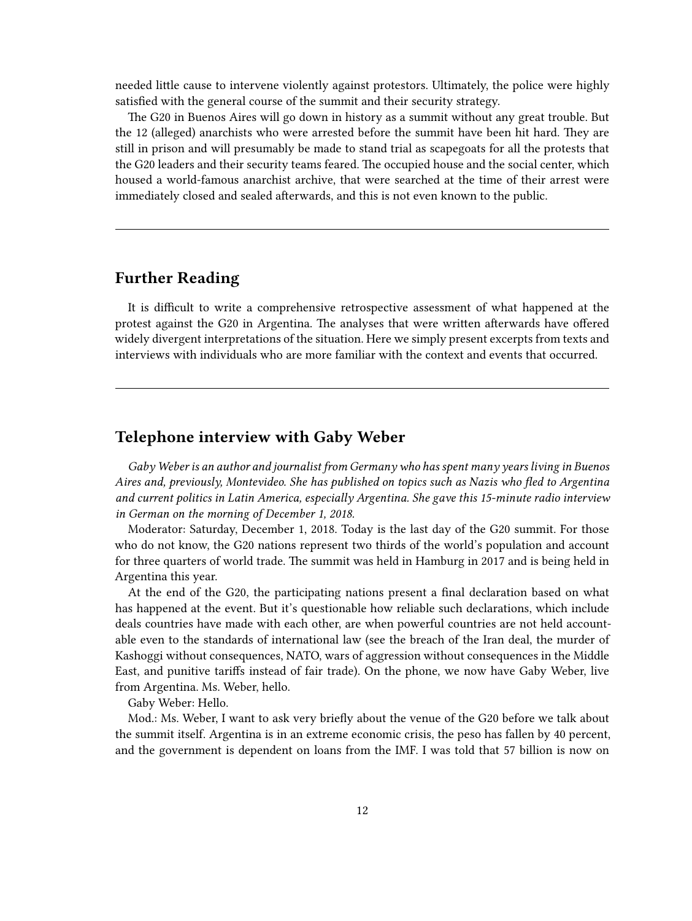needed little cause to intervene violently against protestors. Ultimately, the police were highly satisfied with the general course of the summit and their security strategy.

The G20 in Buenos Aires will go down in history as a summit without any great trouble. But the 12 (alleged) anarchists who were arrested before the summit have been hit hard. They are still in prison and will presumably be made to stand trial as scapegoats for all the protests that the G20 leaders and their security teams feared. The occupied house and the social center, which housed a world-famous anarchist archive, that were searched at the time of their arrest were immediately closed and sealed afterwards, and this is not even known to the public.

---

## Further Reading

It is difficult to write a comprehensive retrospective assessment of what happened at the protest against the G20 in Argentina. The analyses that were written afterwards have offered widely divergent interpretations of the situation. Here we simply present excerpts from texts and interviews with individuals who are more familiar with the context and events that occurred.

---

## Telephone interview with Gaby Weber

*Gaby Weber is an author and journalist from Germany who has spent many years living in Buenos Aires and, previously, Montevideo. She has published on topics such as Nazis who fled to Argentina and current politics in Latin America, especially Argentina. She gave this 15-minute radio interview in German on the morning of December 1, 2018.*

Moderator: Saturday, December 1, 2018. Today is the last day of the G20 summit. For those who do not know, the G20 nations represent two thirds of the world's population and account for three quarters of world trade. The summit was held in Hamburg in 2017 and is being held in Argentina this year.

At the end of the G20, the participating nations present a final declaration based on what has happened at the event. But it's questionable how reliable such declarations, which include deals countries have made with each other, are when powerful countries are not held accountable even to the standards of international law (see the breach of the Iran deal, the murder of Kashoggi without consequences, NATO, wars of aggression without consequences in the Middle East, and punitive tariffs instead of fair trade). On the phone, we now have Gaby Weber, live from Argentina. Ms. Weber, hello.

Gaby Weber: Hello.

Mod.: Ms. Weber, I want to ask very briefly about the venue of the G20 before we talk about the summit itself. Argentina is in an extreme economic crisis, the peso has fallen by 40 percent, and the government is dependent on loans from the IMF. I was told that 57 billion is now on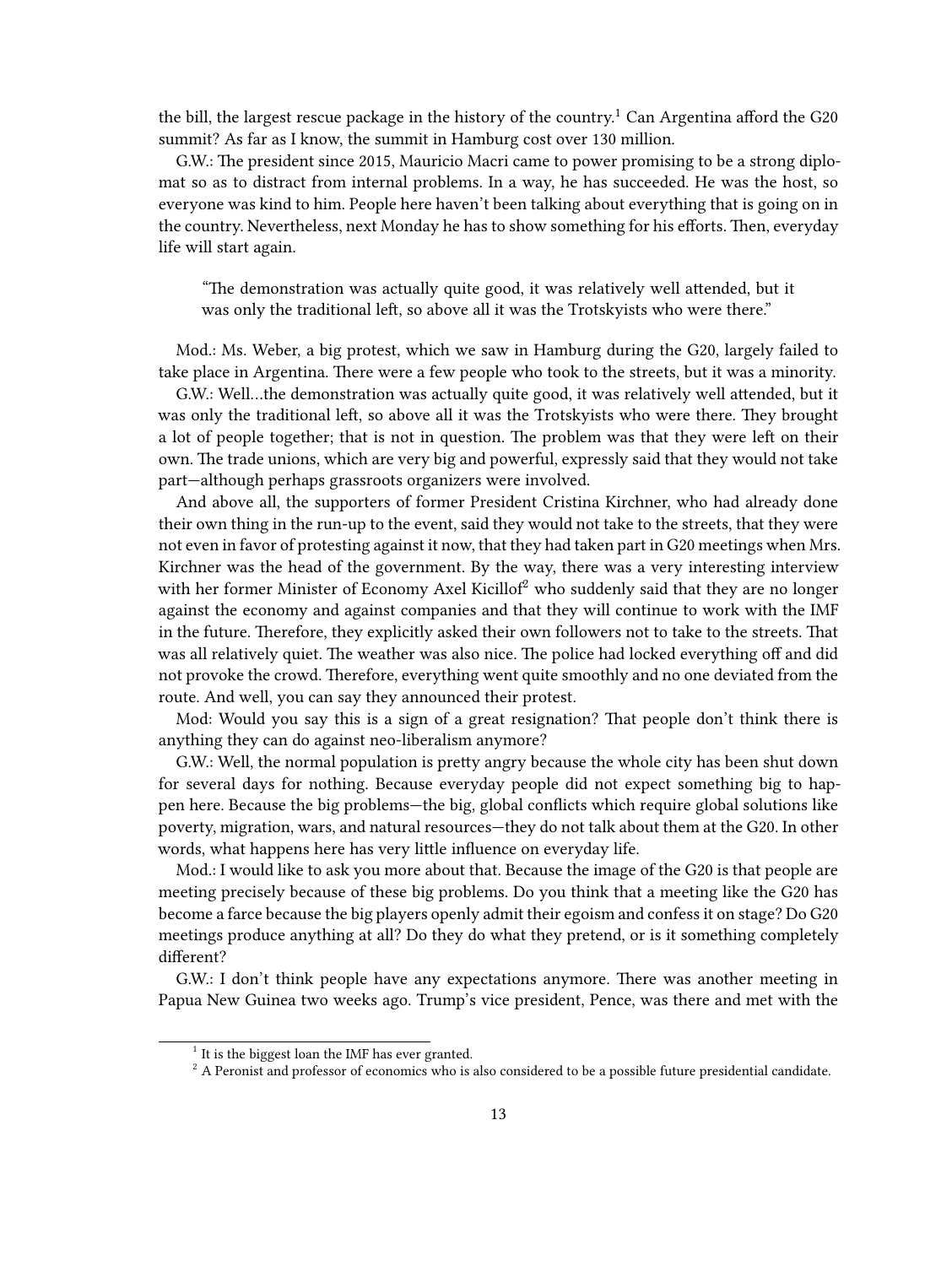the bill, the largest rescue package in the history of the country.[1] Can Argentina afford the G20 summit? As far as I know, the summit in Hamburg cost over 130 million.

G.W.: The president since 2015, Mauricio Macri came to power promising to be a strong diplomat so as to distract from internal problems. In a way, he has succeeded. He was the host, so everyone was kind to him. People here haven't been talking about everything that is going on in the country. Nevertheless, next Monday he has to show something for his efforts. Then, everyday life will start again.

> "The demonstration was actually quite good, it was relatively well attended, but it was only the traditional left, so above all it was the Trotskyists who were there."

Mod.: Ms. Weber, a big protest, which we saw in Hamburg during the G20, largely failed to take place in Argentina. There were a few people who took to the streets, but it was a minority.

G.W.: Well…the demonstration was actually quite good, it was relatively well attended, but it was only the traditional left, so above all it was the Trotskyists who were there. They brought a lot of people together; that is not in question. The problem was that they were left on their own. The trade unions, which are very big and powerful, expressly said that they would not take part—although perhaps grassroots organizers were involved.

And above all, the supporters of former President Cristina Kirchner, who had already done their own thing in the run-up to the event, said they would not take to the streets, that they were not even in favor of protesting against it now, that they had taken part in G20 meetings when Mrs. Kirchner was the head of the government. By the way, there was a very interesting interview with her former Minister of Economy Axel Kicillof[2] who suddenly said that they are no longer against the economy and against companies and that they will continue to work with the IMF in the future. Therefore, they explicitly asked their own followers not to take to the streets. That was all relatively quiet. The weather was also nice. The police had locked everything off and did not provoke the crowd. Therefore, everything went quite smoothly and no one deviated from the route. And well, you can say they announced their protest.

Mod: Would you say this is a sign of a great resignation? That people don't think there is anything they can do against neo-liberalism anymore?

G.W.: Well, the normal population is pretty angry because the whole city has been shut down for several days for nothing. Because everyday people did not expect something big to happen here. Because the big problems—the big, global conflicts which require global solutions like poverty, migration, wars, and natural resources—they do not talk about them at the G20. In other words, what happens here has very little influence on everyday life.

Mod.: I would like to ask you more about that. Because the image of the G20 is that people are meeting precisely because of these big problems. Do you think that a meeting like the G20 has become a farce because the big players openly admit their egoism and confess it on stage? Do G20 meetings produce anything at all? Do they do what they pretend, or is it something completely different?

G.W.: I don't think people have any expectations anymore. There was another meeting in Papua New Guinea two weeks ago. Trump's vice president, Pence, was there and met with the

---

[1] It is the biggest loan the IMF has ever granted.

[2] A Peronist and professor of economics who is also considered to be a possible future presidential candidate.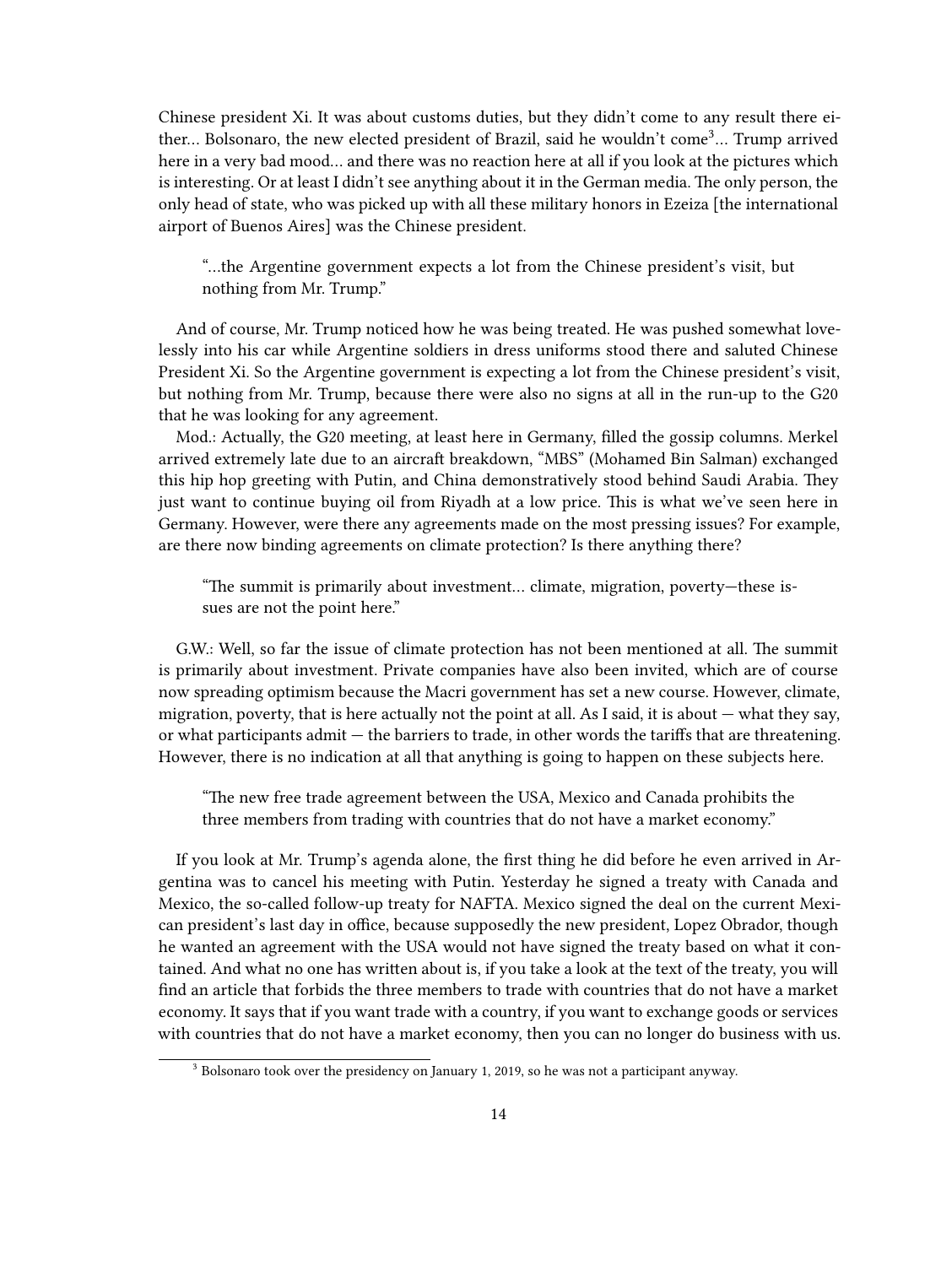Chinese president Xi. It was about customs duties, but they didn't come to any result there either... Bolsonaro, the new elected president of Brazil, said he wouldn't come[3]... Trump arrived here in a very bad mood... and there was no reaction here at all if you look at the pictures which is interesting. Or at least I didn't see anything about it in the German media. The only person, the only head of state, who was picked up with all these military honors in Ezeiza [the international airport of Buenos Aires] was the Chinese president.

> "...the Argentine government expects a lot from the Chinese president's visit, but nothing from Mr. Trump."

And of course, Mr. Trump noticed how he was being treated. He was pushed somewhat lovelessly into his car while Argentine soldiers in dress uniforms stood there and saluted Chinese President Xi. So the Argentine government is expecting a lot from the Chinese president's visit, but nothing from Mr. Trump, because there were also no signs at all in the run-up to the G20 that he was looking for any agreement.

Mod.: Actually, the G20 meeting, at least here in Germany, filled the gossip columns. Merkel arrived extremely late due to an aircraft breakdown, "MBS" (Mohamed Bin Salman) exchanged this hip hop greeting with Putin, and China demonstratively stood behind Saudi Arabia. They just want to continue buying oil from Riyadh at a low price. This is what we've seen here in Germany. However, were there any agreements made on the most pressing issues? For example, are there now binding agreements on climate protection? Is there anything there?

> "The summit is primarily about investment... climate, migration, poverty—these issues are not the point here."

G.W.: Well, so far the issue of climate protection has not been mentioned at all. The summit is primarily about investment. Private companies have also been invited, which are of course now spreading optimism because the Macri government has set a new course. However, climate, migration, poverty, that is here actually not the point at all. As I said, it is about — what they say, or what participants admit — the barriers to trade, in other words the tariffs that are threatening. However, there is no indication at all that anything is going to happen on these subjects here.

> "The new free trade agreement between the USA, Mexico and Canada prohibits the three members from trading with countries that do not have a market economy."

If you look at Mr. Trump's agenda alone, the first thing he did before he even arrived in Argentina was to cancel his meeting with Putin. Yesterday he signed a treaty with Canada and Mexico, the so-called follow-up treaty for NAFTA. Mexico signed the deal on the current Mexican president's last day in office, because supposedly the new president, Lopez Obrador, though he wanted an agreement with the USA would not have signed the treaty based on what it contained. And what no one has written about is, if you take a look at the text of the treaty, you will find an article that forbids the three members to trade with countries that do not have a market economy. It says that if you want trade with a country, if you want to exchange goods or services with countries that do not have a market economy, then you can no longer do business with us.

[3] Bolsonaro took over the presidency on January 1, 2019, so he was not a participant anyway.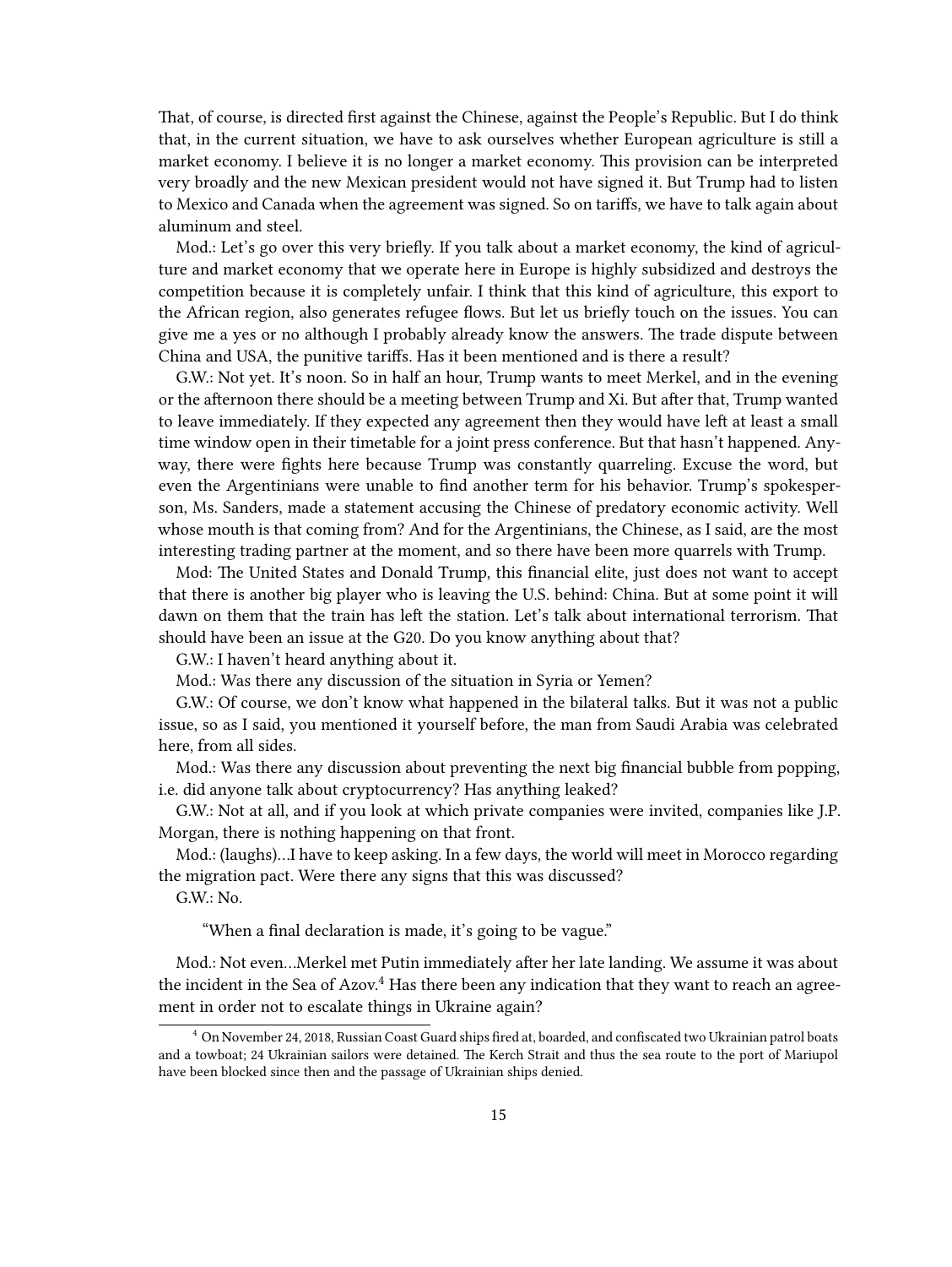That, of course, is directed first against the Chinese, against the People's Republic. But I do think that, in the current situation, we have to ask ourselves whether European agriculture is still a market economy. I believe it is no longer a market economy. This provision can be interpreted very broadly and the new Mexican president would not have signed it. But Trump had to listen to Mexico and Canada when the agreement was signed. So on tariffs, we have to talk again about aluminum and steel.

Mod.: Let's go over this very briefly. If you talk about a market economy, the kind of agriculture and market economy that we operate here in Europe is highly subsidized and destroys the competition because it is completely unfair. I think that this kind of agriculture, this export to the African region, also generates refugee flows. But let us briefly touch on the issues. You can give me a yes or no although I probably already know the answers. The trade dispute between China and USA, the punitive tariffs. Has it been mentioned and is there a result?

G.W.: Not yet. It's noon. So in half an hour, Trump wants to meet Merkel, and in the evening or the afternoon there should be a meeting between Trump and Xi. But after that, Trump wanted to leave immediately. If they expected any agreement then they would have left at least a small time window open in their timetable for a joint press conference. But that hasn't happened. Anyway, there were fights here because Trump was constantly quarreling. Excuse the word, but even the Argentinians were unable to find another term for his behavior. Trump's spokesperson, Ms. Sanders, made a statement accusing the Chinese of predatory economic activity. Well whose mouth is that coming from? And for the Argentinians, the Chinese, as I said, are the most interesting trading partner at the moment, and so there have been more quarrels with Trump.

Mod: The United States and Donald Trump, this financial elite, just does not want to accept that there is another big player who is leaving the U.S. behind: China. But at some point it will dawn on them that the train has left the station. Let's talk about international terrorism. That should have been an issue at the G20. Do you know anything about that?

G.W.: I haven't heard anything about it.

Mod.: Was there any discussion of the situation in Syria or Yemen?

G.W.: Of course, we don't know what happened in the bilateral talks. But it was not a public issue, so as I said, you mentioned it yourself before, the man from Saudi Arabia was celebrated here, from all sides.

Mod.: Was there any discussion about preventing the next big financial bubble from popping, i.e. did anyone talk about cryptocurrency? Has anything leaked?

G.W.: Not at all, and if you look at which private companies were invited, companies like J.P. Morgan, there is nothing happening on that front.

Mod.: (laughs)…I have to keep asking. In a few days, the world will meet in Morocco regarding the migration pact. Were there any signs that this was discussed?

G.W.: No.

> "When a final declaration is made, it's going to be vague."

Mod.: Not even…Merkel met Putin immediately after her late landing. We assume it was about the incident in the Sea of Azov.[4] Has there been any indication that they want to reach an agreement in order not to escalate things in Ukraine again?

---

[4] On November 24, 2018, Russian Coast Guard ships fired at, boarded, and confiscated two Ukrainian patrol boats and a towboat; 24 Ukrainian sailors were detained. The Kerch Strait and thus the sea route to the port of Mariupol have been blocked since then and the passage of Ukrainian ships denied.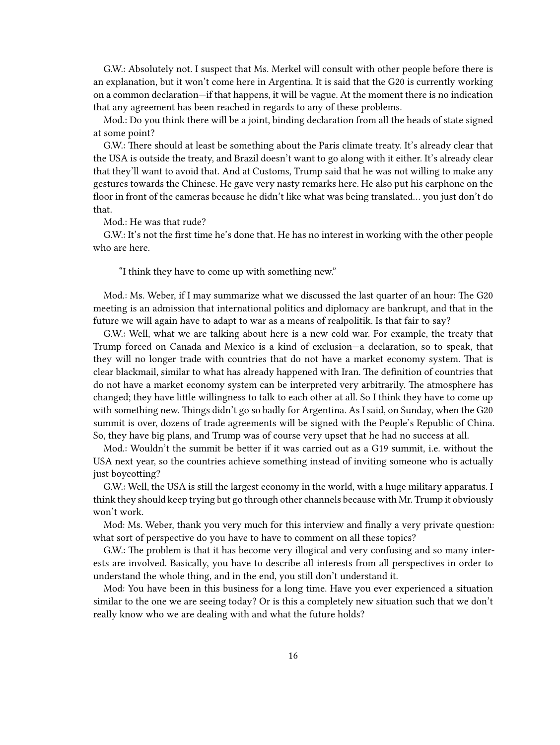G.W.: Absolutely not. I suspect that Ms. Merkel will consult with other people before there is an explanation, but it won't come here in Argentina. It is said that the G20 is currently working on a common declaration—if that happens, it will be vague. At the moment there is no indication that any agreement has been reached in regards to any of these problems.

Mod.: Do you think there will be a joint, binding declaration from all the heads of state signed at some point?

G.W.: There should at least be something about the Paris climate treaty. It's already clear that the USA is outside the treaty, and Brazil doesn't want to go along with it either. It's already clear that they'll want to avoid that. And at Customs, Trump said that he was not willing to make any gestures towards the Chinese. He gave very nasty remarks here. He also put his earphone on the floor in front of the cameras because he didn't like what was being translated… you just don't do that.

Mod.: He was that rude?

G.W.: It's not the first time he's done that. He has no interest in working with the other people who are here.

> "I think they have to come up with something new."

Mod.: Ms. Weber, if I may summarize what we discussed the last quarter of an hour: The G20 meeting is an admission that international politics and diplomacy are bankrupt, and that in the future we will again have to adapt to war as a means of realpolitik. Is that fair to say?

G.W.: Well, what we are talking about here is a new cold war. For example, the treaty that Trump forced on Canada and Mexico is a kind of exclusion—a declaration, so to speak, that they will no longer trade with countries that do not have a market economy system. That is clear blackmail, similar to what has already happened with Iran. The definition of countries that do not have a market economy system can be interpreted very arbitrarily. The atmosphere has changed; they have little willingness to talk to each other at all. So I think they have to come up with something new. Things didn't go so badly for Argentina. As I said, on Sunday, when the G20 summit is over, dozens of trade agreements will be signed with the People's Republic of China. So, they have big plans, and Trump was of course very upset that he had no success at all.

Mod.: Wouldn't the summit be better if it was carried out as a G19 summit, i.e. without the USA next year, so the countries achieve something instead of inviting someone who is actually just boycotting?

G.W.: Well, the USA is still the largest economy in the world, with a huge military apparatus. I think they should keep trying but go through other channels because with Mr. Trump it obviously won't work.

Mod: Ms. Weber, thank you very much for this interview and finally a very private question: what sort of perspective do you have to have to comment on all these topics?

G.W.: The problem is that it has become very illogical and very confusing and so many interests are involved. Basically, you have to describe all interests from all perspectives in order to understand the whole thing, and in the end, you still don't understand it.

Mod: You have been in this business for a long time. Have you ever experienced a situation similar to the one we are seeing today? Or is this a completely new situation such that we don't really know who we are dealing with and what the future holds?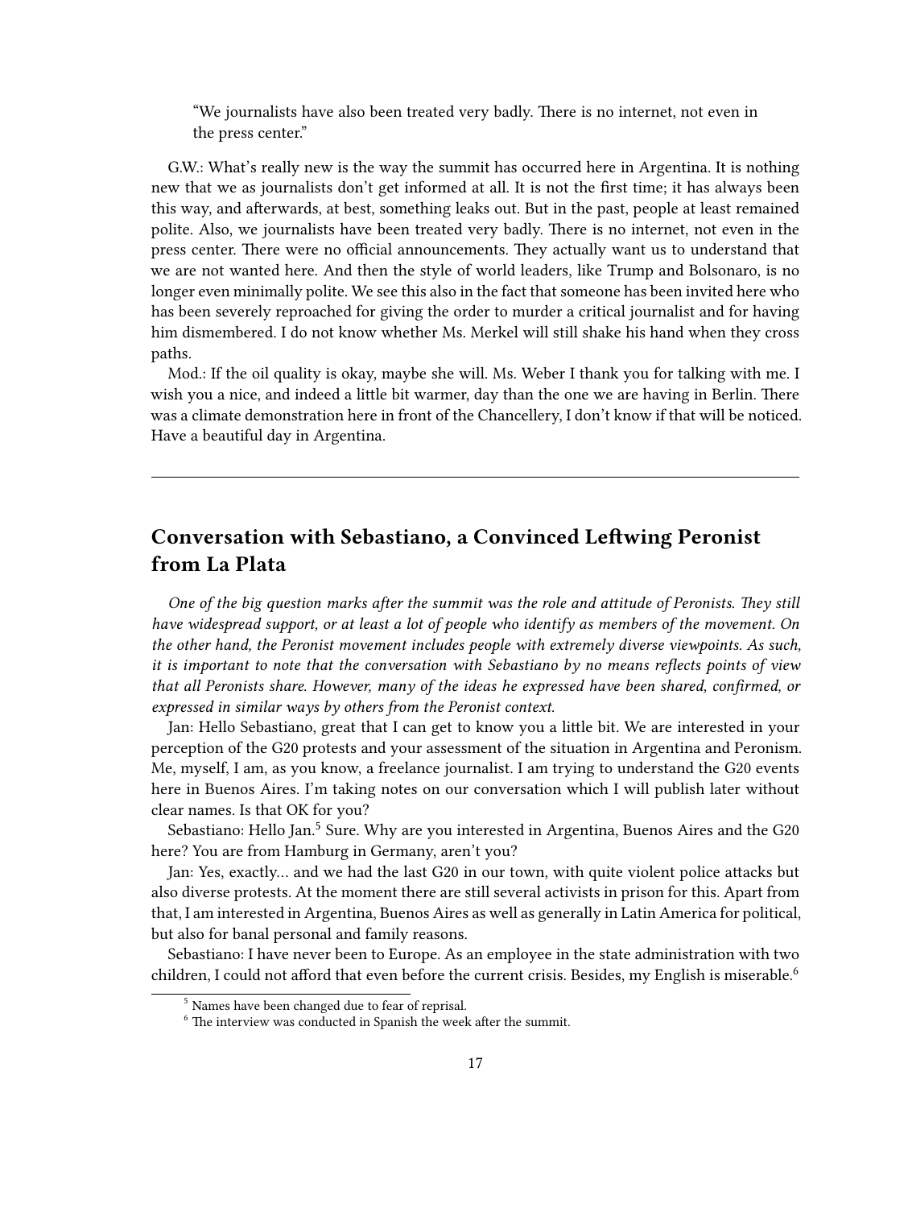> "We journalists have also been treated very badly. There is no internet, not even in the press center."

G.W.: What's really new is the way the summit has occurred here in Argentina. It is nothing new that we as journalists don't get informed at all. It is not the first time; it has always been this way, and afterwards, at best, something leaks out. But in the past, people at least remained polite. Also, we journalists have been treated very badly. There is no internet, not even in the press center. There were no official announcements. They actually want us to understand that we are not wanted here. And then the style of world leaders, like Trump and Bolsonaro, is no longer even minimally polite. We see this also in the fact that someone has been invited here who has been severely reproached for giving the order to murder a critical journalist and for having him dismembered. I do not know whether Ms. Merkel will still shake his hand when they cross paths.

Mod.: If the oil quality is okay, maybe she will. Ms. Weber I thank you for talking with me. I wish you a nice, and indeed a little bit warmer, day than the one we are having in Berlin. There was a climate demonstration here in front of the Chancellery, I don't know if that will be noticed. Have a beautiful day in Argentina.

---

## Conversation with Sebastiano, a Convinced Leftwing Peronist from La Plata

*One of the big question marks after the summit was the role and attitude of Peronists. They still have widespread support, or at least a lot of people who identify as members of the movement. On the other hand, the Peronist movement includes people with extremely diverse viewpoints. As such, it is important to note that the conversation with Sebastiano by no means reflects points of view that all Peronists share. However, many of the ideas he expressed have been shared, confirmed, or expressed in similar ways by others from the Peronist context.*

Jan: Hello Sebastiano, great that I can get to know you a little bit. We are interested in your perception of the G20 protests and your assessment of the situation in Argentina and Peronism. Me, myself, I am, as you know, a freelance journalist. I am trying to understand the G20 events here in Buenos Aires. I'm taking notes on our conversation which I will publish later without clear names. Is that OK for you?

Sebastiano: Hello Jan.[5] Sure. Why are you interested in Argentina, Buenos Aires and the G20 here? You are from Hamburg in Germany, aren't you?

Jan: Yes, exactly… and we had the last G20 in our town, with quite violent police attacks but also diverse protests. At the moment there are still several activists in prison for this. Apart from that, I am interested in Argentina, Buenos Aires as well as generally in Latin America for political, but also for banal personal and family reasons.

Sebastiano: I have never been to Europe. As an employee in the state administration with two children, I could not afford that even before the current crisis. Besides, my English is miserable.[6]

[5] Names have been changed due to fear of reprisal.

[6] The interview was conducted in Spanish the week after the summit.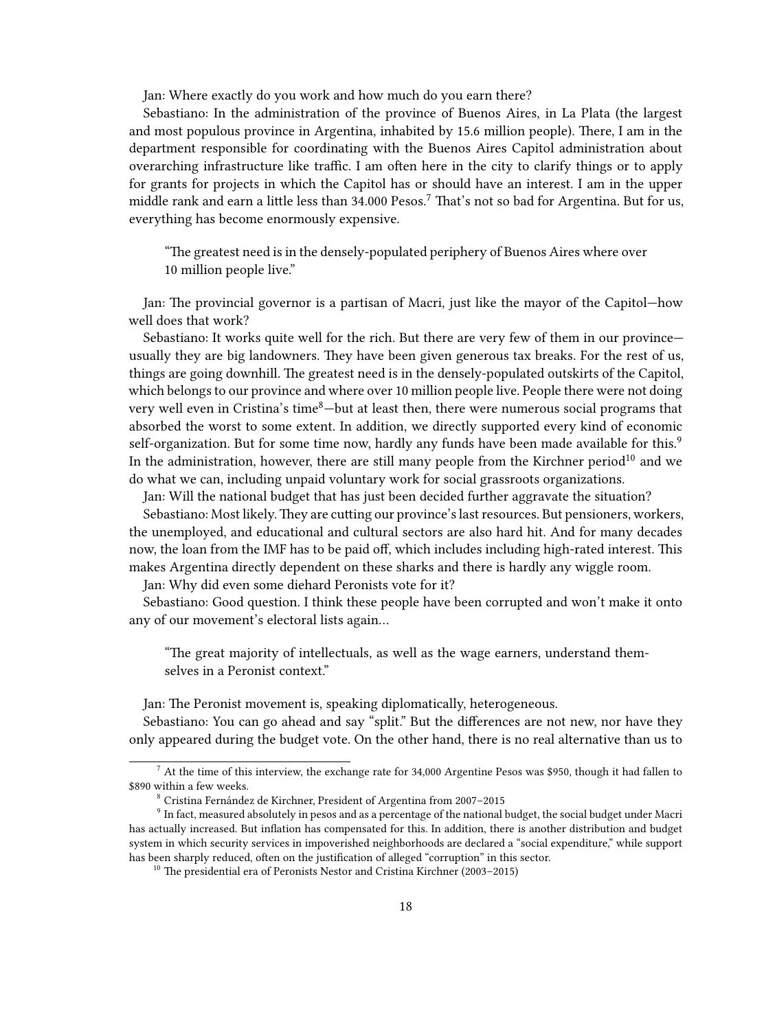Jan: Where exactly do you work and how much do you earn there?

Sebastiano: In the administration of the province of Buenos Aires, in La Plata (the largest and most populous province in Argentina, inhabited by 15.6 million people). There, I am in the department responsible for coordinating with the Buenos Aires Capitol administration about overarching infrastructure like traffic. I am often here in the city to clarify things or to apply for grants for projects in which the Capitol has or should have an interest. I am in the upper middle rank and earn a little less than 34.000 Pesos.[7] That's not so bad for Argentina. But for us, everything has become enormously expensive.

> "The greatest need is in the densely-populated periphery of Buenos Aires where over 10 million people live."

Jan: The provincial governor is a partisan of Macri, just like the mayor of the Capitol—how well does that work?

Sebastiano: It works quite well for the rich. But there are very few of them in our province—usually they are big landowners. They have been given generous tax breaks. For the rest of us, things are going downhill. The greatest need is in the densely-populated outskirts of the Capitol, which belongs to our province and where over 10 million people live. People there were not doing very well even in Cristina's time[8]—but at least then, there were numerous social programs that absorbed the worst to some extent. In addition, we directly supported every kind of economic self-organization. But for some time now, hardly any funds have been made available for this.[9] In the administration, however, there are still many people from the Kirchner period[10] and we do what we can, including unpaid voluntary work for social grassroots organizations.

Jan: Will the national budget that has just been decided further aggravate the situation?

Sebastiano: Most likely. They are cutting our province's last resources. But pensioners, workers, the unemployed, and educational and cultural sectors are also hard hit. And for many decades now, the loan from the IMF has to be paid off, which includes including high-rated interest. This makes Argentina directly dependent on these sharks and there is hardly any wiggle room.

Jan: Why did even some diehard Peronists vote for it?

Sebastiano: Good question. I think these people have been corrupted and won't make it onto any of our movement's electoral lists again…

> "The great majority of intellectuals, as well as the wage earners, understand themselves in a Peronist context."

Jan: The Peronist movement is, speaking diplomatically, heterogeneous.

Sebastiano: You can go ahead and say "split." But the differences are not new, nor have they only appeared during the budget vote. On the other hand, there is no real alternative than us to

---

[7] At the time of this interview, the exchange rate for 34,000 Argentine Pesos was $950, though it had fallen to $890 within a few weeks.

[8] Cristina Fernández de Kirchner, President of Argentina from 2007–2015

[9] In fact, measured absolutely in pesos and as a percentage of the national budget, the social budget under Macri has actually increased. But inflation has compensated for this. In addition, there is another distribution and budget system in which security services in impoverished neighborhoods are declared a "social expenditure," while support has been sharply reduced, often on the justification of alleged "corruption" in this sector.

[10] The presidential era of Peronists Nestor and Cristina Kirchner (2003–2015)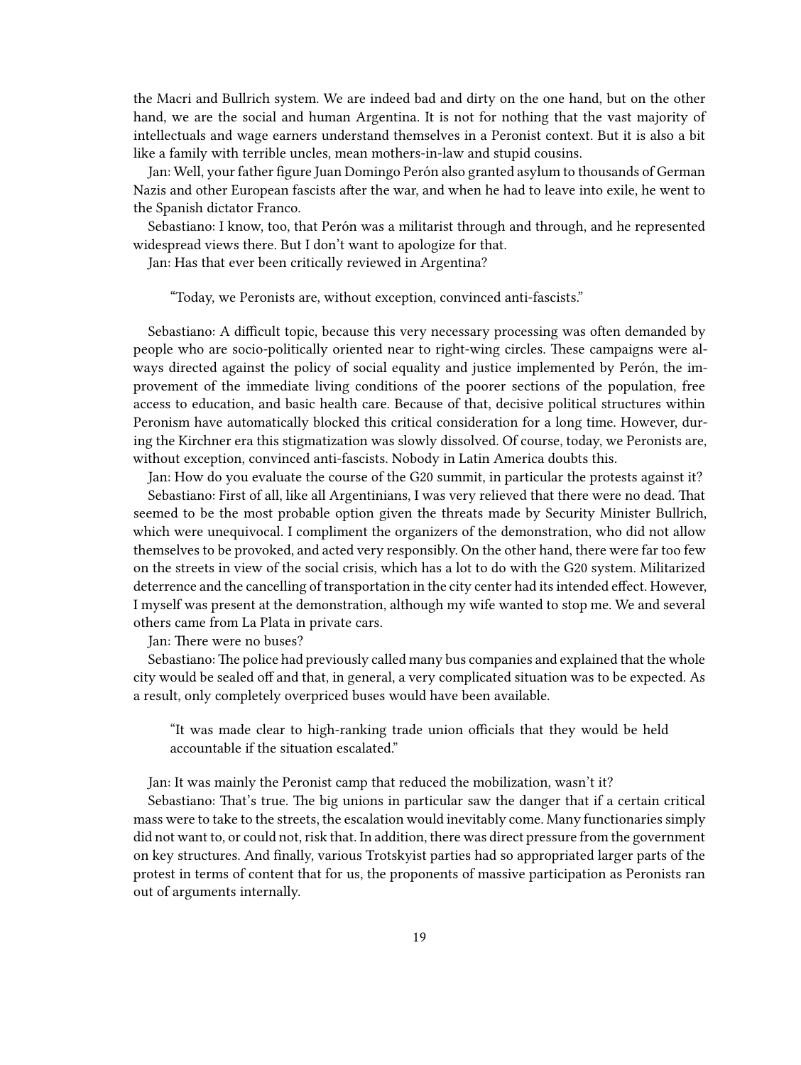the Macri and Bullrich system. We are indeed bad and dirty on the one hand, but on the other hand, we are the social and human Argentina. It is not for nothing that the vast majority of intellectuals and wage earners understand themselves in a Peronist context. But it is also a bit like a family with terrible uncles, mean mothers-in-law and stupid cousins.

Jan: Well, your father figure Juan Domingo Perón also granted asylum to thousands of German Nazis and other European fascists after the war, and when he had to leave into exile, he went to the Spanish dictator Franco.

Sebastiano: I know, too, that Perón was a militarist through and through, and he represented widespread views there. But I don't want to apologize for that.

Jan: Has that ever been critically reviewed in Argentina?

> "Today, we Peronists are, without exception, convinced anti-fascists."

Sebastiano: A difficult topic, because this very necessary processing was often demanded by people who are socio-politically oriented near to right-wing circles. These campaigns were always directed against the policy of social equality and justice implemented by Perón, the improvement of the immediate living conditions of the poorer sections of the population, free access to education, and basic health care. Because of that, decisive political structures within Peronism have automatically blocked this critical consideration for a long time. However, during the Kirchner era this stigmatization was slowly dissolved. Of course, today, we Peronists are, without exception, convinced anti-fascists. Nobody in Latin America doubts this.

Jan: How do you evaluate the course of the G20 summit, in particular the protests against it?

Sebastiano: First of all, like all Argentinians, I was very relieved that there were no dead. That seemed to be the most probable option given the threats made by Security Minister Bullrich, which were unequivocal. I compliment the organizers of the demonstration, who did not allow themselves to be provoked, and acted very responsibly. On the other hand, there were far too few on the streets in view of the social crisis, which has a lot to do with the G20 system. Militarized deterrence and the cancelling of transportation in the city center had its intended effect. However, I myself was present at the demonstration, although my wife wanted to stop me. We and several others came from La Plata in private cars.

Jan: There were no buses?

Sebastiano: The police had previously called many bus companies and explained that the whole city would be sealed off and that, in general, a very complicated situation was to be expected. As a result, only completely overpriced buses would have been available.

> "It was made clear to high-ranking trade union officials that they would be held accountable if the situation escalated."

Jan: It was mainly the Peronist camp that reduced the mobilization, wasn't it?

Sebastiano: That's true. The big unions in particular saw the danger that if a certain critical mass were to take to the streets, the escalation would inevitably come. Many functionaries simply did not want to, or could not, risk that. In addition, there was direct pressure from the government on key structures. And finally, various Trotskyist parties had so appropriated larger parts of the protest in terms of content that for us, the proponents of massive participation as Peronists ran out of arguments internally.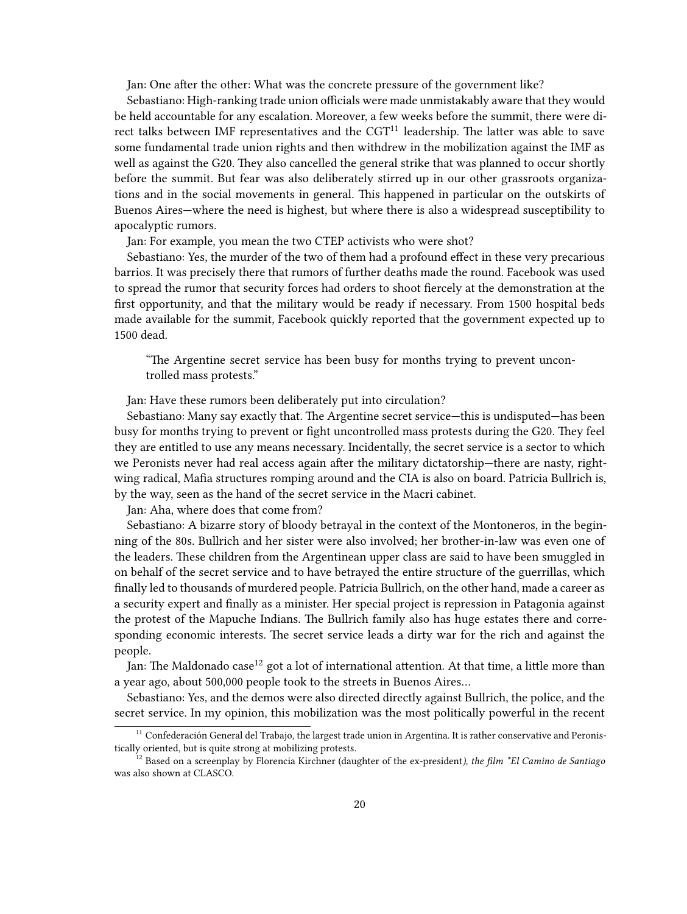Jan: One after the other: What was the concrete pressure of the government like?

Sebastiano: High-ranking trade union officials were made unmistakably aware that they would be held accountable for any escalation. Moreover, a few weeks before the summit, there were direct talks between IMF representatives and the CGT[11] leadership. The latter was able to save some fundamental trade union rights and then withdrew in the mobilization against the IMF as well as against the G20. They also cancelled the general strike that was planned to occur shortly before the summit. But fear was also deliberately stirred up in our other grassroots organizations and in the social movements in general. This happened in particular on the outskirts of Buenos Aires—where the need is highest, but where there is also a widespread susceptibility to apocalyptic rumors.

Jan: For example, you mean the two CTEP activists who were shot?

Sebastiano: Yes, the murder of the two of them had a profound effect in these very precarious barrios. It was precisely there that rumors of further deaths made the round. Facebook was used to spread the rumor that security forces had orders to shoot fiercely at the demonstration at the first opportunity, and that the military would be ready if necessary. From 1500 hospital beds made available for the summit, Facebook quickly reported that the government expected up to 1500 dead.

> "The Argentine secret service has been busy for months trying to prevent uncontrolled mass protests."

Jan: Have these rumors been deliberately put into circulation?

Sebastiano: Many say exactly that. The Argentine secret service—this is undisputed—has been busy for months trying to prevent or fight uncontrolled mass protests during the G20. They feel they are entitled to use any means necessary. Incidentally, the secret service is a sector to which we Peronists never had real access again after the military dictatorship—there are nasty, right-wing radical, Mafia structures romping around and the CIA is also on board. Patricia Bullrich is, by the way, seen as the hand of the secret service in the Macri cabinet.

Jan: Aha, where does that come from?

Sebastiano: A bizarre story of bloody betrayal in the context of the Montoneros, in the beginning of the 80s. Bullrich and her sister were also involved; her brother-in-law was even one of the leaders. These children from the Argentinean upper class are said to have been smuggled in on behalf of the secret service and to have betrayed the entire structure of the guerrillas, which finally led to thousands of murdered people. Patricia Bullrich, on the other hand, made a career as a security expert and finally as a minister. Her special project is repression in Patagonia against the protest of the Mapuche Indians. The Bullrich family also has huge estates there and corresponding economic interests. The secret service leads a dirty war for the rich and against the people.

Jan: The Maldonado case[12] got a lot of international attention. At that time, a little more than a year ago, about 500,000 people took to the streets in Buenos Aires…

Sebastiano: Yes, and the demos were also directed directly against Bullrich, the police, and the secret service. In my opinion, this mobilization was the most politically powerful in the recent

---

[11] Confederación General del Trabajo, the largest trade union in Argentina. It is rather conservative and Peronistically oriented, but is quite strong at mobilizing protests.

[12] Based on a screenplay by Florencia Kirchner (daughter of the ex-president*), the film *El Camino de Santiago* was also shown at CLASCO.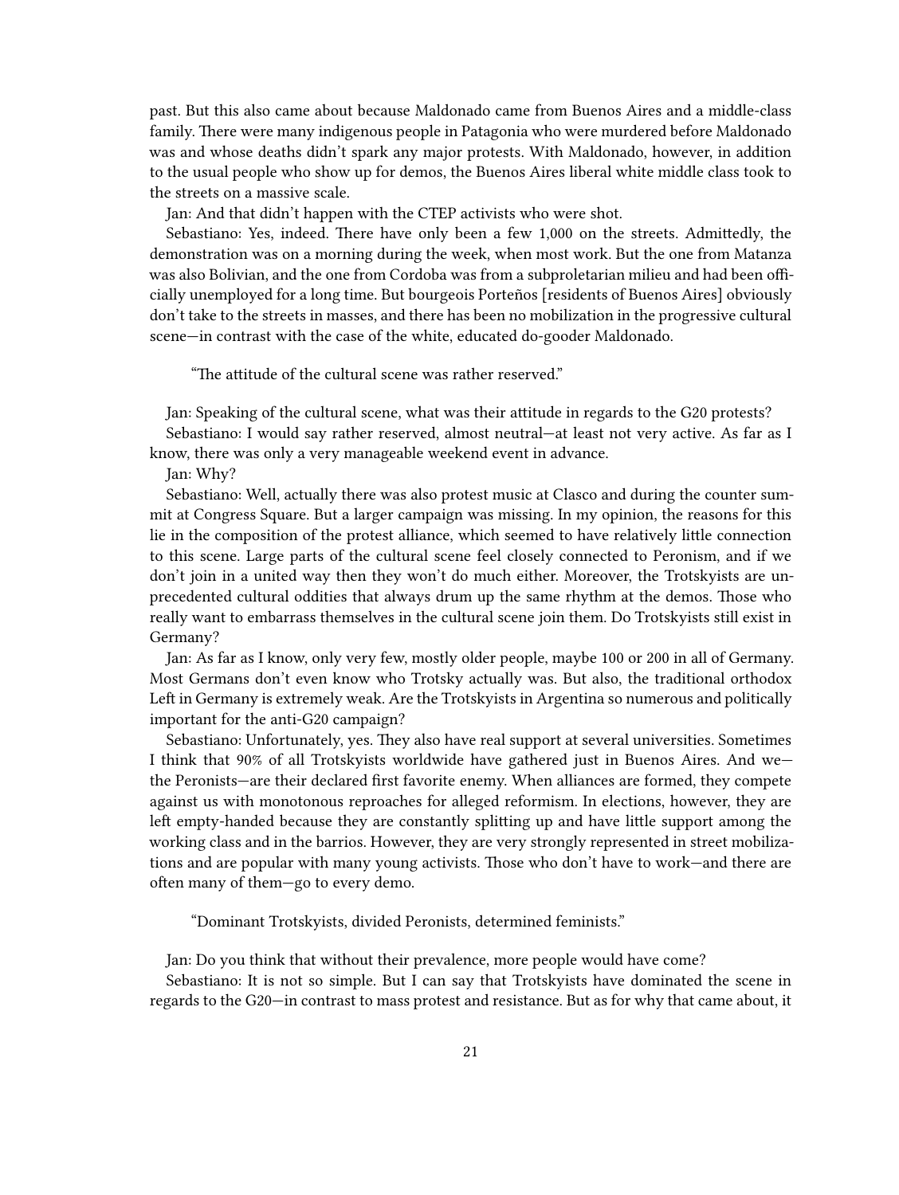past. But this also came about because Maldonado came from Buenos Aires and a middle-class family. There were many indigenous people in Patagonia who were murdered before Maldonado was and whose deaths didn't spark any major protests. With Maldonado, however, in addition to the usual people who show up for demos, the Buenos Aires liberal white middle class took to the streets on a massive scale.

Jan: And that didn't happen with the CTEP activists who were shot.

Sebastiano: Yes, indeed. There have only been a few 1,000 on the streets. Admittedly, the demonstration was on a morning during the week, when most work. But the one from Matanza was also Bolivian, and the one from Cordoba was from a subproletarian milieu and had been officially unemployed for a long time. But bourgeois Porteños [residents of Buenos Aires] obviously don't take to the streets in masses, and there has been no mobilization in the progressive cultural scene—in contrast with the case of the white, educated do-gooder Maldonado.

> "The attitude of the cultural scene was rather reserved."

Jan: Speaking of the cultural scene, what was their attitude in regards to the G20 protests?

Sebastiano: I would say rather reserved, almost neutral—at least not very active. As far as I know, there was only a very manageable weekend event in advance.

Jan: Why?

Sebastiano: Well, actually there was also protest music at Clasco and during the counter summit at Congress Square. But a larger campaign was missing. In my opinion, the reasons for this lie in the composition of the protest alliance, which seemed to have relatively little connection to this scene. Large parts of the cultural scene feel closely connected to Peronism, and if we don't join in a united way then they won't do much either. Moreover, the Trotskyists are unprecedented cultural oddities that always drum up the same rhythm at the demos. Those who really want to embarrass themselves in the cultural scene join them. Do Trotskyists still exist in Germany?

Jan: As far as I know, only very few, mostly older people, maybe 100 or 200 in all of Germany. Most Germans don't even know who Trotsky actually was. But also, the traditional orthodox Left in Germany is extremely weak. Are the Trotskyists in Argentina so numerous and politically important for the anti-G20 campaign?

Sebastiano: Unfortunately, yes. They also have real support at several universities. Sometimes I think that 90% of all Trotskyists worldwide have gathered just in Buenos Aires. And we—the Peronists—are their declared first favorite enemy. When alliances are formed, they compete against us with monotonous reproaches for alleged reformism. In elections, however, they are left empty-handed because they are constantly splitting up and have little support among the working class and in the barrios. However, they are very strongly represented in street mobilizations and are popular with many young activists. Those who don't have to work—and there are often many of them—go to every demo.

> "Dominant Trotskyists, divided Peronists, determined feminists."

Jan: Do you think that without their prevalence, more people would have come?

Sebastiano: It is not so simple. But I can say that Trotskyists have dominated the scene in regards to the G20—in contrast to mass protest and resistance. But as for why that came about, it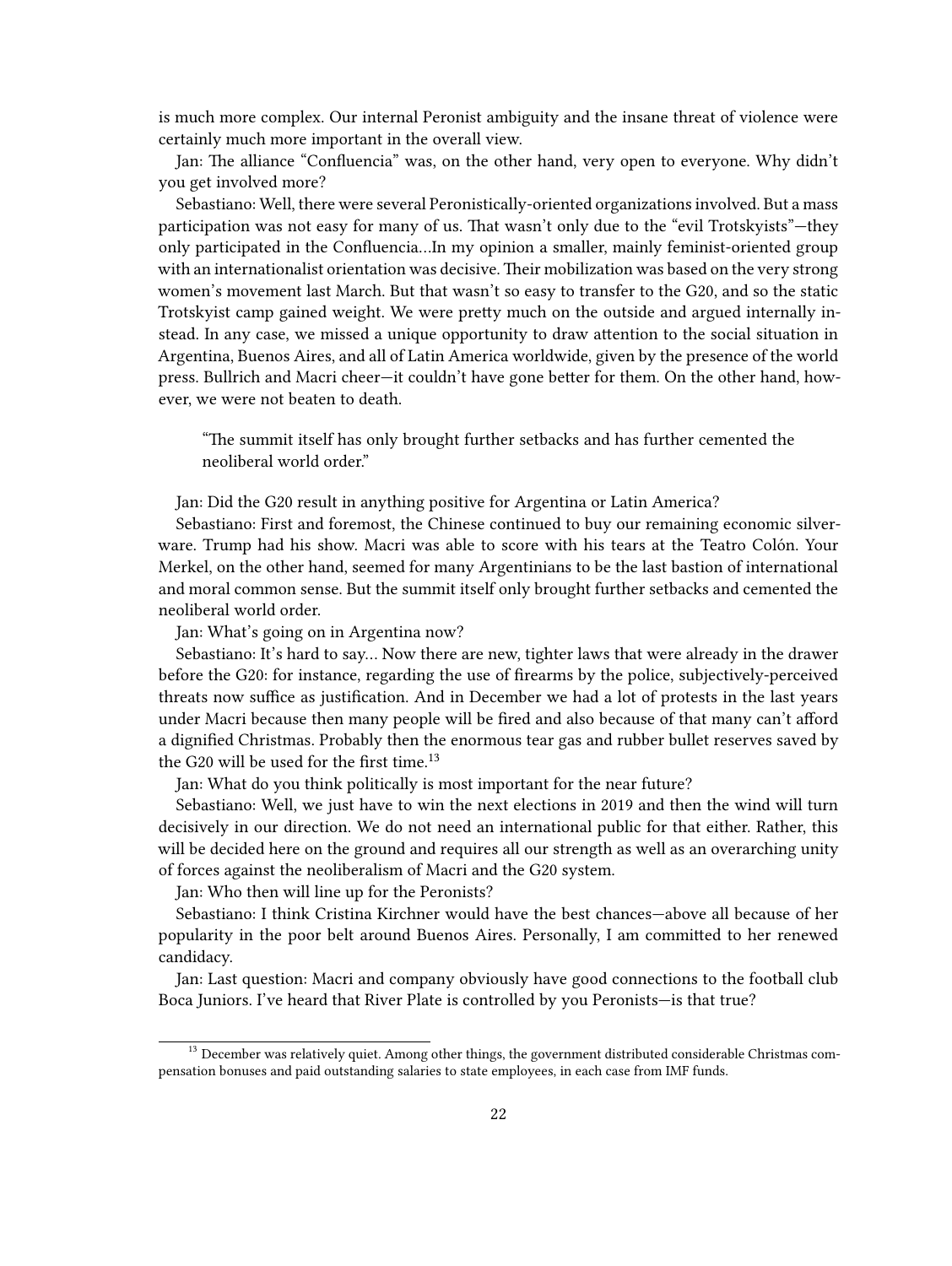is much more complex. Our internal Peronist ambiguity and the insane threat of violence were certainly much more important in the overall view.

Jan: The alliance "Confluencia" was, on the other hand, very open to everyone. Why didn't you get involved more?

Sebastiano: Well, there were several Peronistically-oriented organizations involved. But a mass participation was not easy for many of us. That wasn't only due to the "evil Trotskyists"—they only participated in the Confluencia…In my opinion a smaller, mainly feminist-oriented group with an internationalist orientation was decisive. Their mobilization was based on the very strong women's movement last March. But that wasn't so easy to transfer to the G20, and so the static Trotskyist camp gained weight. We were pretty much on the outside and argued internally instead. In any case, we missed a unique opportunity to draw attention to the social situation in Argentina, Buenos Aires, and all of Latin America worldwide, given by the presence of the world press. Bullrich and Macri cheer—it couldn't have gone better for them. On the other hand, however, we were not beaten to death.

> "The summit itself has only brought further setbacks and has further cemented the neoliberal world order."

Jan: Did the G20 result in anything positive for Argentina or Latin America?

Sebastiano: First and foremost, the Chinese continued to buy our remaining economic silverware. Trump had his show. Macri was able to score with his tears at the Teatro Colón. Your Merkel, on the other hand, seemed for many Argentinians to be the last bastion of international and moral common sense. But the summit itself only brought further setbacks and cemented the neoliberal world order.

Jan: What's going on in Argentina now?

Sebastiano: It's hard to say… Now there are new, tighter laws that were already in the drawer before the G20: for instance, regarding the use of firearms by the police, subjectively-perceived threats now suffice as justification. And in December we had a lot of protests in the last years under Macri because then many people will be fired and also because of that many can't afford a dignified Christmas. Probably then the enormous tear gas and rubber bullet reserves saved by the G20 will be used for the first time.[13]

Jan: What do you think politically is most important for the near future?

Sebastiano: Well, we just have to win the next elections in 2019 and then the wind will turn decisively in our direction. We do not need an international public for that either. Rather, this will be decided here on the ground and requires all our strength as well as an overarching unity of forces against the neoliberalism of Macri and the G20 system.

Jan: Who then will line up for the Peronists?

Sebastiano: I think Cristina Kirchner would have the best chances—above all because of her popularity in the poor belt around Buenos Aires. Personally, I am committed to her renewed candidacy.

Jan: Last question: Macri and company obviously have good connections to the football club Boca Juniors. I've heard that River Plate is controlled by you Peronists—is that true?

---

[13] December was relatively quiet. Among other things, the government distributed considerable Christmas compensation bonuses and paid outstanding salaries to state employees, in each case from IMF funds.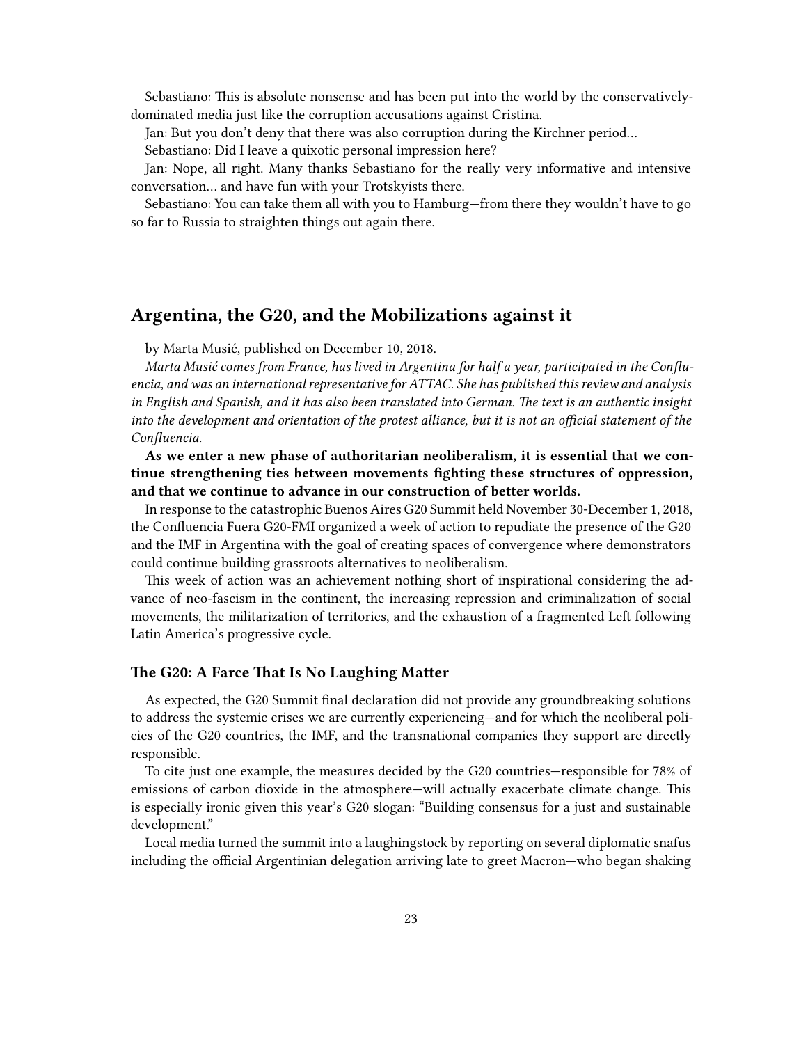Sebastiano: This is absolute nonsense and has been put into the world by the conservatively-dominated media just like the corruption accusations against Cristina.

Jan: But you don't deny that there was also corruption during the Kirchner period…

Sebastiano: Did I leave a quixotic personal impression here?

Jan: Nope, all right. Many thanks Sebastiano for the really very informative and intensive conversation… and have fun with your Trotskyists there.

Sebastiano: You can take them all with you to Hamburg—from there they wouldn't have to go so far to Russia to straighten things out again there.

---

## Argentina, the G20, and the Mobilizations against it

by Marta Musić, published on December 10, 2018.

*Marta Musić comes from France, has lived in Argentina for half a year, participated in the Confluencia, and was an international representative for ATTAC. She has published this review and analysis in English and Spanish, and it has also been translated into German. The text is an authentic insight into the development and orientation of the protest alliance, but it is not an official statement of the Confluencia.*

**As we enter a new phase of authoritarian neoliberalism, it is essential that we continue strengthening ties between movements fighting these structures of oppression, and that we continue to advance in our construction of better worlds.**

In response to the catastrophic Buenos Aires G20 Summit held November 30-December 1, 2018, the Confluencia Fuera G20-FMI organized a week of action to repudiate the presence of the G20 and the IMF in Argentina with the goal of creating spaces of convergence where demonstrators could continue building grassroots alternatives to neoliberalism.

This week of action was an achievement nothing short of inspirational considering the advance of neo-fascism in the continent, the increasing repression and criminalization of social movements, the militarization of territories, and the exhaustion of a fragmented Left following Latin America's progressive cycle.

### The G20: A Farce That Is No Laughing Matter

As expected, the G20 Summit final declaration did not provide any groundbreaking solutions to address the systemic crises we are currently experiencing—and for which the neoliberal policies of the G20 countries, the IMF, and the transnational companies they support are directly responsible.

To cite just one example, the measures decided by the G20 countries—responsible for 78% of emissions of carbon dioxide in the atmosphere—will actually exacerbate climate change. This is especially ironic given this year's G20 slogan: "Building consensus for a just and sustainable development."

Local media turned the summit into a laughingstock by reporting on several diplomatic snafus including the official Argentinian delegation arriving late to greet Macron—who began shaking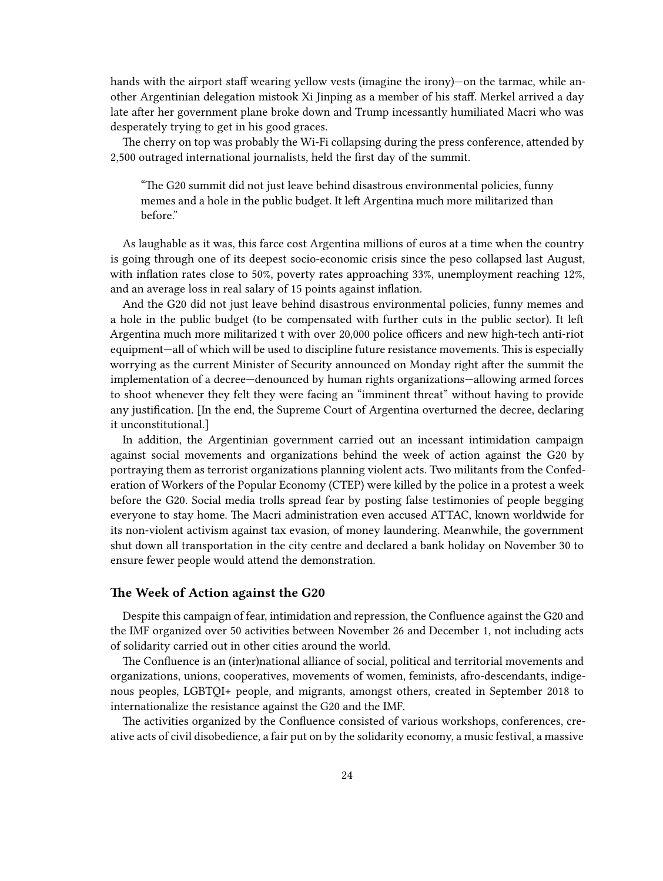hands with the airport staff wearing yellow vests (imagine the irony)—on the tarmac, while another Argentinian delegation mistook Xi Jinping as a member of his staff. Merkel arrived a day late after her government plane broke down and Trump incessantly humiliated Macri who was desperately trying to get in his good graces.

The cherry on top was probably the Wi-Fi collapsing during the press conference, attended by 2,500 outraged international journalists, held the first day of the summit.

> "The G20 summit did not just leave behind disastrous environmental policies, funny memes and a hole in the public budget. It left Argentina much more militarized than before."

As laughable as it was, this farce cost Argentina millions of euros at a time when the country is going through one of its deepest socio-economic crisis since the peso collapsed last August, with inflation rates close to 50%, poverty rates approaching 33%, unemployment reaching 12%, and an average loss in real salary of 15 points against inflation.

And the G20 did not just leave behind disastrous environmental policies, funny memes and a hole in the public budget (to be compensated with further cuts in the public sector). It left Argentina much more militarized t with over 20,000 police officers and new high-tech anti-riot equipment—all of which will be used to discipline future resistance movements. This is especially worrying as the current Minister of Security announced on Monday right after the summit the implementation of a decree—denounced by human rights organizations—allowing armed forces to shoot whenever they felt they were facing an "imminent threat" without having to provide any justification. [In the end, the Supreme Court of Argentina overturned the decree, declaring it unconstitutional.]

In addition, the Argentinian government carried out an incessant intimidation campaign against social movements and organizations behind the week of action against the G20 by portraying them as terrorist organizations planning violent acts. Two militants from the Confederation of Workers of the Popular Economy (CTEP) were killed by the police in a protest a week before the G20. Social media trolls spread fear by posting false testimonies of people begging everyone to stay home. The Macri administration even accused ATTAC, known worldwide for its non-violent activism against tax evasion, of money laundering. Meanwhile, the government shut down all transportation in the city centre and declared a bank holiday on November 30 to ensure fewer people would attend the demonstration.

### The Week of Action against the G20

Despite this campaign of fear, intimidation and repression, the Confluence against the G20 and the IMF organized over 50 activities between November 26 and December 1, not including acts of solidarity carried out in other cities around the world.

The Confluence is an (inter)national alliance of social, political and territorial movements and organizations, unions, cooperatives, movements of women, feminists, afro-descendants, indigenous peoples, LGBTQI+ people, and migrants, amongst others, created in September 2018 to internationalize the resistance against the G20 and the IMF.

The activities organized by the Confluence consisted of various workshops, conferences, creative acts of civil disobedience, a fair put on by the solidarity economy, a music festival, a massive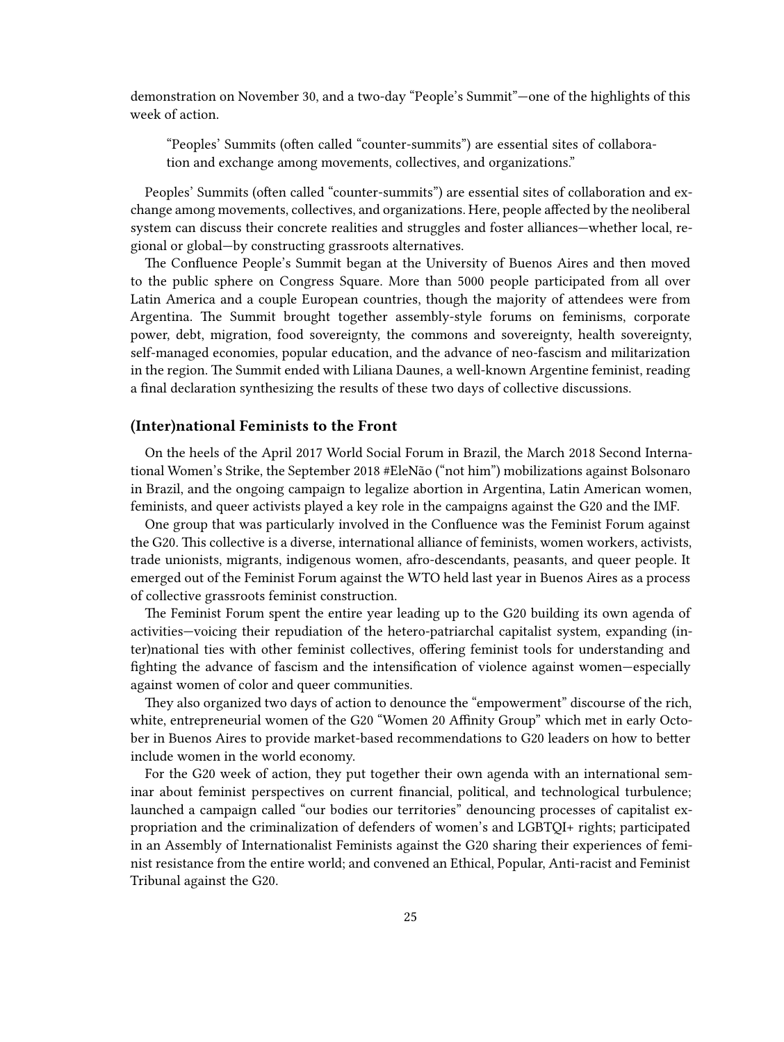demonstration on November 30, and a two-day "People's Summit"—one of the highlights of this week of action.

> "Peoples' Summits (often called "counter-summits") are essential sites of collaboration and exchange among movements, collectives, and organizations."

Peoples' Summits (often called "counter-summits") are essential sites of collaboration and exchange among movements, collectives, and organizations. Here, people affected by the neoliberal system can discuss their concrete realities and struggles and foster alliances—whether local, regional or global—by constructing grassroots alternatives.

The Confluence People's Summit began at the University of Buenos Aires and then moved to the public sphere on Congress Square. More than 5000 people participated from all over Latin America and a couple European countries, though the majority of attendees were from Argentina. The Summit brought together assembly-style forums on feminisms, corporate power, debt, migration, food sovereignty, the commons and sovereignty, health sovereignty, self-managed economies, popular education, and the advance of neo-fascism and militarization in the region. The Summit ended with Liliana Daunes, a well-known Argentine feminist, reading a final declaration synthesizing the results of these two days of collective discussions.

### (Inter)national Feminists to the Front

On the heels of the April 2017 World Social Forum in Brazil, the March 2018 Second International Women's Strike, the September 2018 #EleNão ("not him") mobilizations against Bolsonaro in Brazil, and the ongoing campaign to legalize abortion in Argentina, Latin American women, feminists, and queer activists played a key role in the campaigns against the G20 and the IMF.

One group that was particularly involved in the Confluence was the Feminist Forum against the G20. This collective is a diverse, international alliance of feminists, women workers, activists, trade unionists, migrants, indigenous women, afro-descendants, peasants, and queer people. It emerged out of the Feminist Forum against the WTO held last year in Buenos Aires as a process of collective grassroots feminist construction.

The Feminist Forum spent the entire year leading up to the G20 building its own agenda of activities—voicing their repudiation of the hetero-patriarchal capitalist system, expanding (inter)national ties with other feminist collectives, offering feminist tools for understanding and fighting the advance of fascism and the intensification of violence against women—especially against women of color and queer communities.

They also organized two days of action to denounce the "empowerment" discourse of the rich, white, entrepreneurial women of the G20 "Women 20 Affinity Group" which met in early October in Buenos Aires to provide market-based recommendations to G20 leaders on how to better include women in the world economy.

For the G20 week of action, they put together their own agenda with an international seminar about feminist perspectives on current financial, political, and technological turbulence; launched a campaign called "our bodies our territories" denouncing processes of capitalist expropriation and the criminalization of defenders of women's and LGBTQI+ rights; participated in an Assembly of Internationalist Feminists against the G20 sharing their experiences of feminist resistance from the entire world; and convened an Ethical, Popular, Anti-racist and Feminist Tribunal against the G20.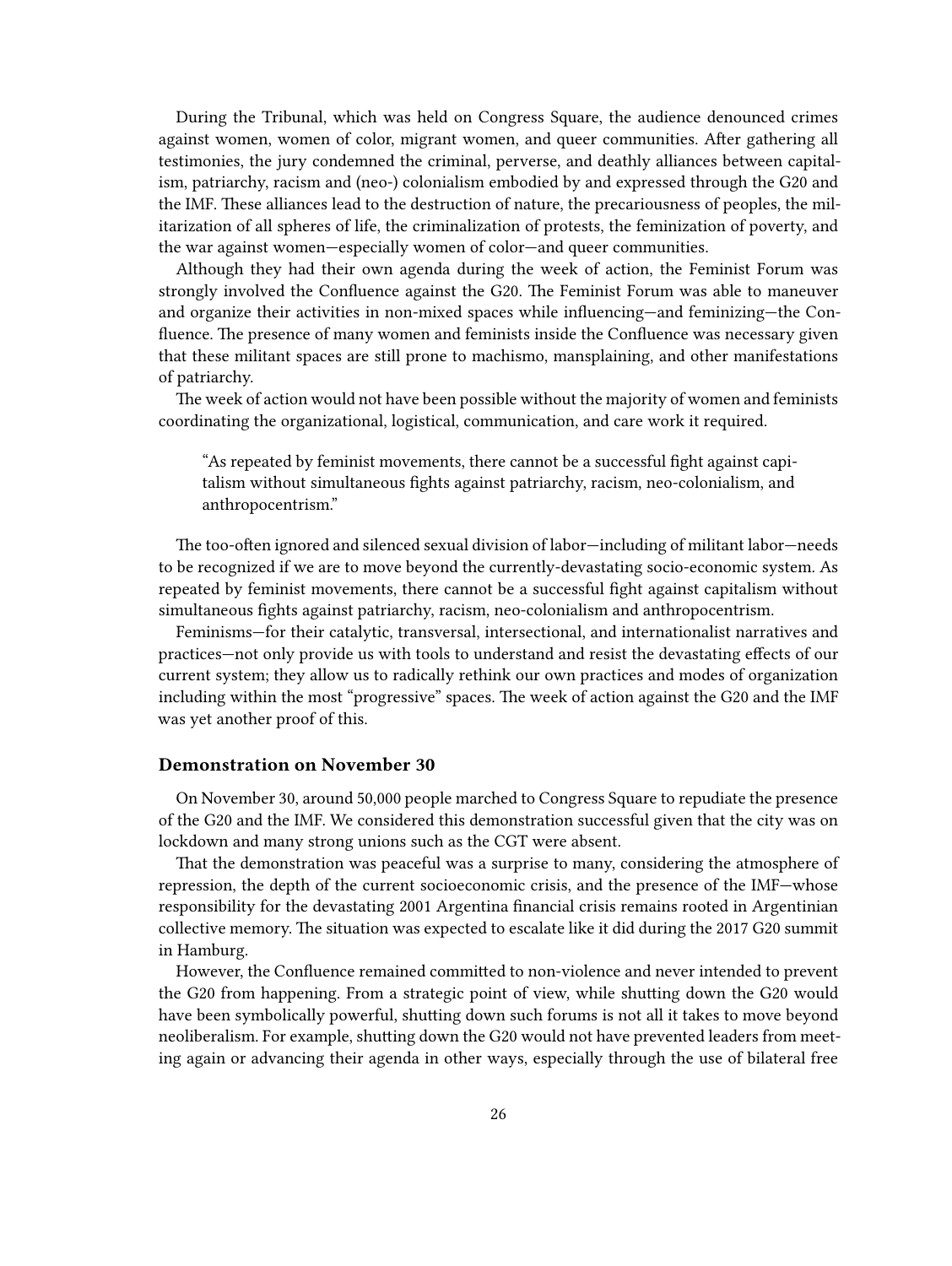During the Tribunal, which was held on Congress Square, the audience denounced crimes against women, women of color, migrant women, and queer communities. After gathering all testimonies, the jury condemned the criminal, perverse, and deathly alliances between capitalism, patriarchy, racism and (neo-) colonialism embodied by and expressed through the G20 and the IMF. These alliances lead to the destruction of nature, the precariousness of peoples, the militarization of all spheres of life, the criminalization of protests, the feminization of poverty, and the war against women—especially women of color—and queer communities.

Although they had their own agenda during the week of action, the Feminist Forum was strongly involved the Confluence against the G20. The Feminist Forum was able to maneuver and organize their activities in non-mixed spaces while influencing—and feminizing—the Confluence. The presence of many women and feminists inside the Confluence was necessary given that these militant spaces are still prone to machismo, mansplaining, and other manifestations of patriarchy.

The week of action would not have been possible without the majority of women and feminists coordinating the organizational, logistical, communication, and care work it required.

> "As repeated by feminist movements, there cannot be a successful fight against capitalism without simultaneous fights against patriarchy, racism, neo-colonialism, and anthropocentrism."

The too-often ignored and silenced sexual division of labor—including of militant labor—needs to be recognized if we are to move beyond the currently-devastating socio-economic system. As repeated by feminist movements, there cannot be a successful fight against capitalism without simultaneous fights against patriarchy, racism, neo-colonialism and anthropocentrism.

Feminisms—for their catalytic, transversal, intersectional, and internationalist narratives and practices—not only provide us with tools to understand and resist the devastating effects of our current system; they allow us to radically rethink our own practices and modes of organization including within the most "progressive" spaces. The week of action against the G20 and the IMF was yet another proof of this.

### Demonstration on November 30

On November 30, around 50,000 people marched to Congress Square to repudiate the presence of the G20 and the IMF. We considered this demonstration successful given that the city was on lockdown and many strong unions such as the CGT were absent.

That the demonstration was peaceful was a surprise to many, considering the atmosphere of repression, the depth of the current socioeconomic crisis, and the presence of the IMF—whose responsibility for the devastating 2001 Argentina financial crisis remains rooted in Argentinian collective memory. The situation was expected to escalate like it did during the 2017 G20 summit in Hamburg.

However, the Confluence remained committed to non-violence and never intended to prevent the G20 from happening. From a strategic point of view, while shutting down the G20 would have been symbolically powerful, shutting down such forums is not all it takes to move beyond neoliberalism. For example, shutting down the G20 would not have prevented leaders from meeting again or advancing their agenda in other ways, especially through the use of bilateral free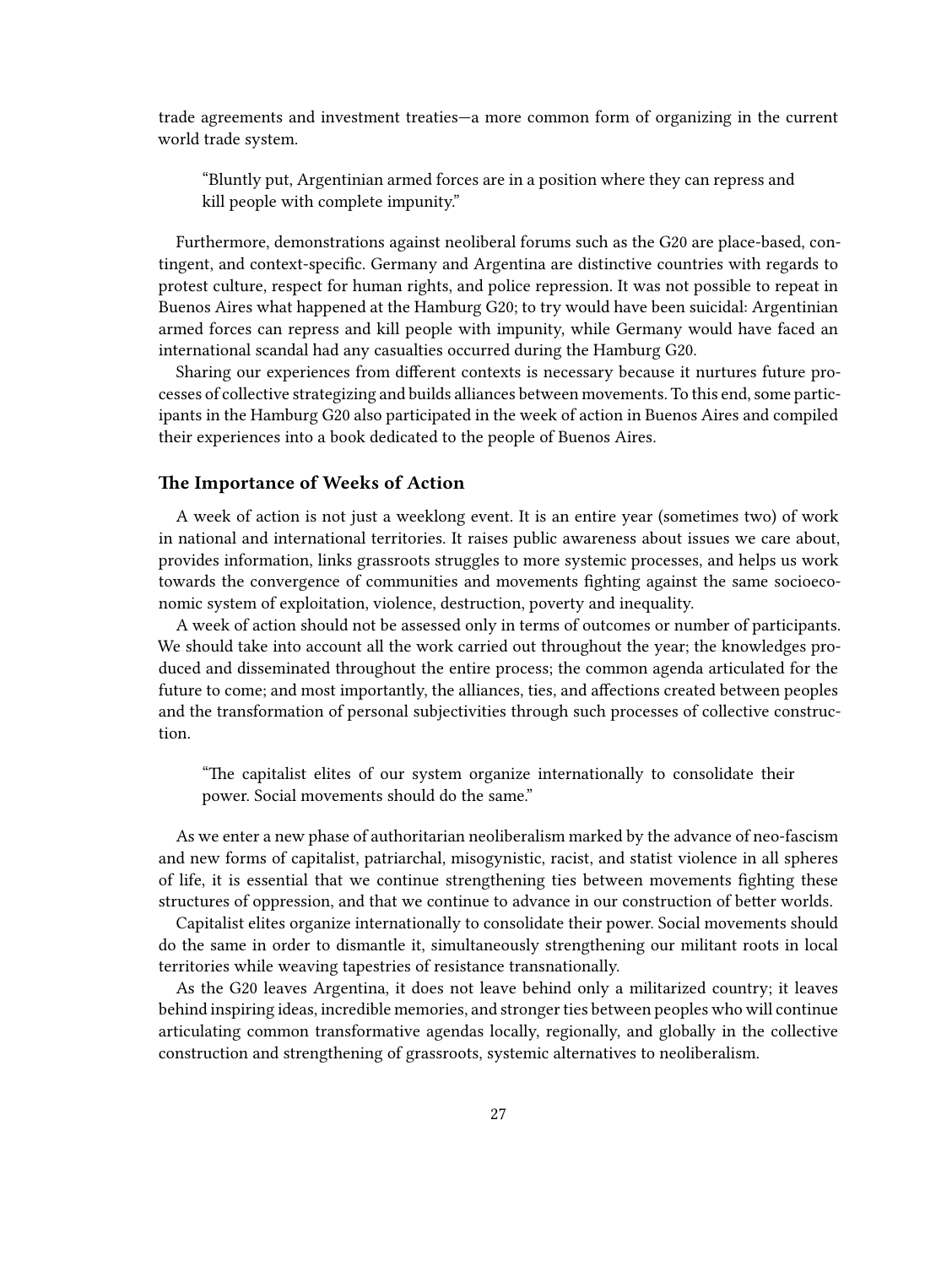trade agreements and investment treaties—a more common form of organizing in the current world trade system.

> "Bluntly put, Argentinian armed forces are in a position where they can repress and kill people with complete impunity."

Furthermore, demonstrations against neoliberal forums such as the G20 are place-based, contingent, and context-specific. Germany and Argentina are distinctive countries with regards to protest culture, respect for human rights, and police repression. It was not possible to repeat in Buenos Aires what happened at the Hamburg G20; to try would have been suicidal: Argentinian armed forces can repress and kill people with impunity, while Germany would have faced an international scandal had any casualties occurred during the Hamburg G20.

Sharing our experiences from different contexts is necessary because it nurtures future processes of collective strategizing and builds alliances between movements. To this end, some participants in the Hamburg G20 also participated in the week of action in Buenos Aires and compiled their experiences into a book dedicated to the people of Buenos Aires.

### The Importance of Weeks of Action

A week of action is not just a weeklong event. It is an entire year (sometimes two) of work in national and international territories. It raises public awareness about issues we care about, provides information, links grassroots struggles to more systemic processes, and helps us work towards the convergence of communities and movements fighting against the same socioeconomic system of exploitation, violence, destruction, poverty and inequality.

A week of action should not be assessed only in terms of outcomes or number of participants. We should take into account all the work carried out throughout the year; the knowledges produced and disseminated throughout the entire process; the common agenda articulated for the future to come; and most importantly, the alliances, ties, and affections created between peoples and the transformation of personal subjectivities through such processes of collective construction.

> "The capitalist elites of our system organize internationally to consolidate their power. Social movements should do the same."

As we enter a new phase of authoritarian neoliberalism marked by the advance of neo-fascism and new forms of capitalist, patriarchal, misogynistic, racist, and statist violence in all spheres of life, it is essential that we continue strengthening ties between movements fighting these structures of oppression, and that we continue to advance in our construction of better worlds.

Capitalist elites organize internationally to consolidate their power. Social movements should do the same in order to dismantle it, simultaneously strengthening our militant roots in local territories while weaving tapestries of resistance transnationally.

As the G20 leaves Argentina, it does not leave behind only a militarized country; it leaves behind inspiring ideas, incredible memories, and stronger ties between peoples who will continue articulating common transformative agendas locally, regionally, and globally in the collective construction and strengthening of grassroots, systemic alternatives to neoliberalism.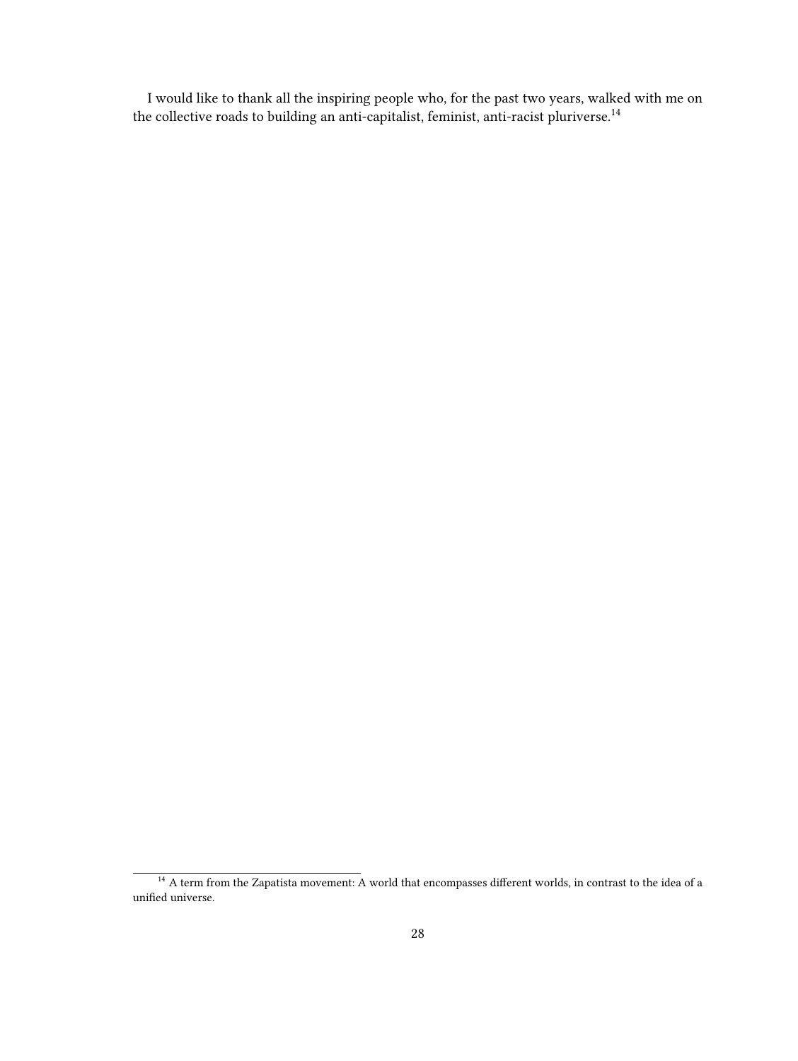I would like to thank all the inspiring people who, for the past two years, walked with me on the collective roads to building an anti-capitalist, feminist, anti-racist pluriverse.[14]

[14] A term from the Zapatista movement: A world that encompasses different worlds, in contrast to the idea of a unified universe.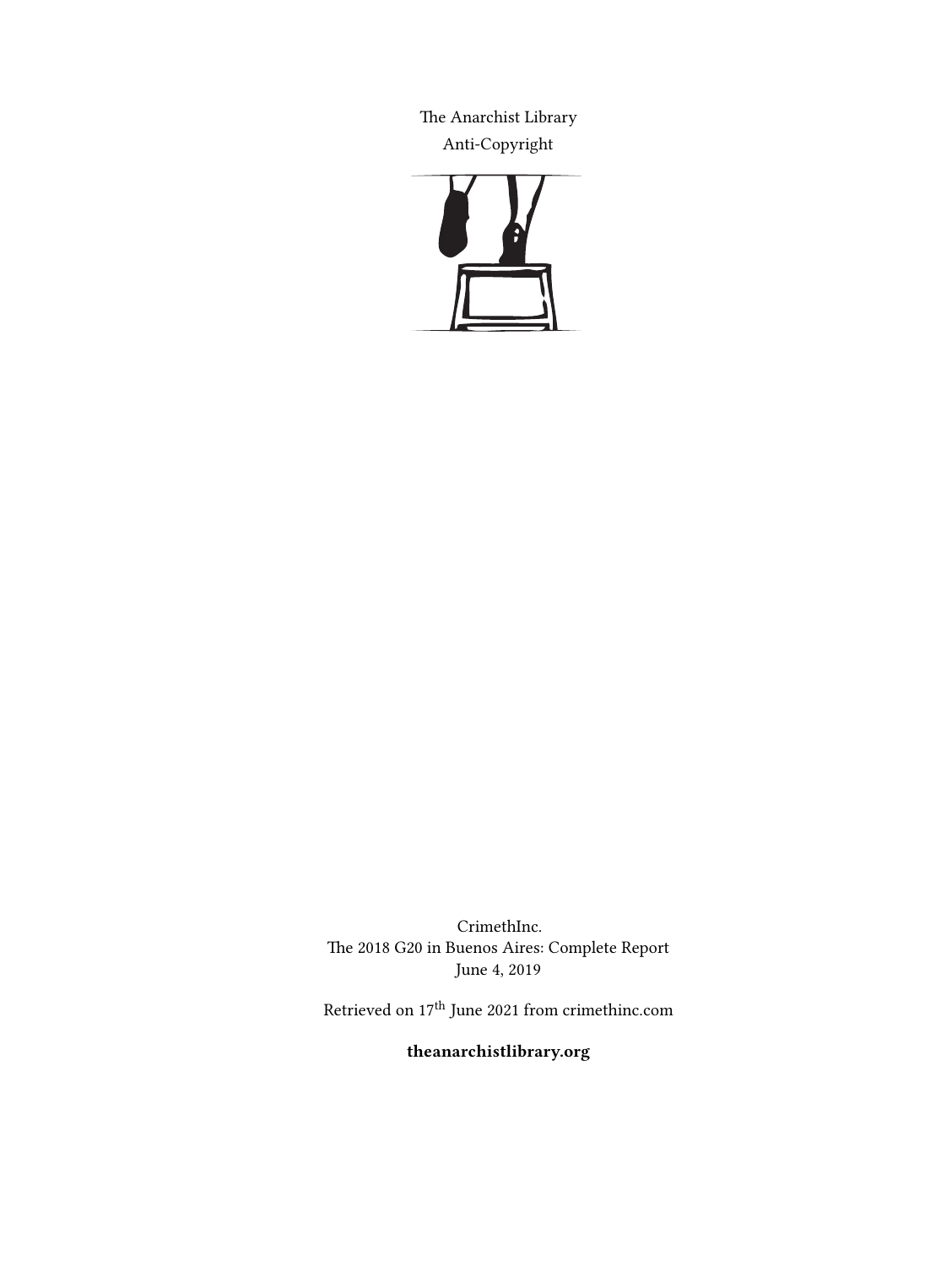The Anarchist Library
Anti-Copyright

CrimethInc.
The 2018 G20 in Buenos Aires: Complete Report
June 4, 2019

Retrieved on 17th June 2021 from crimethinc.com

**theanarchistlibrary.org**